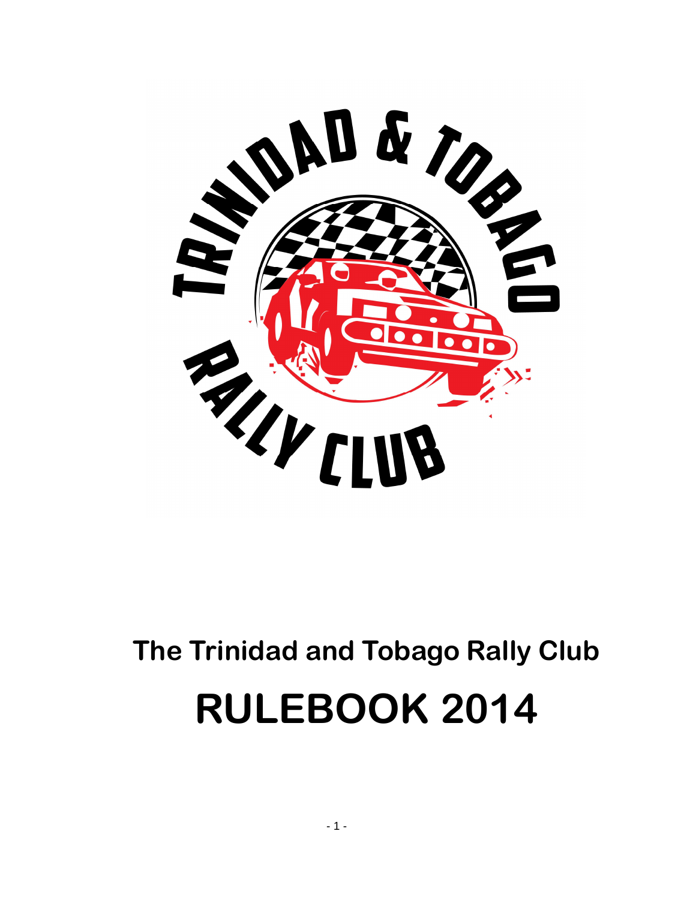# The Trinidad and Tobago Rally Club

# RULEBOOK 2014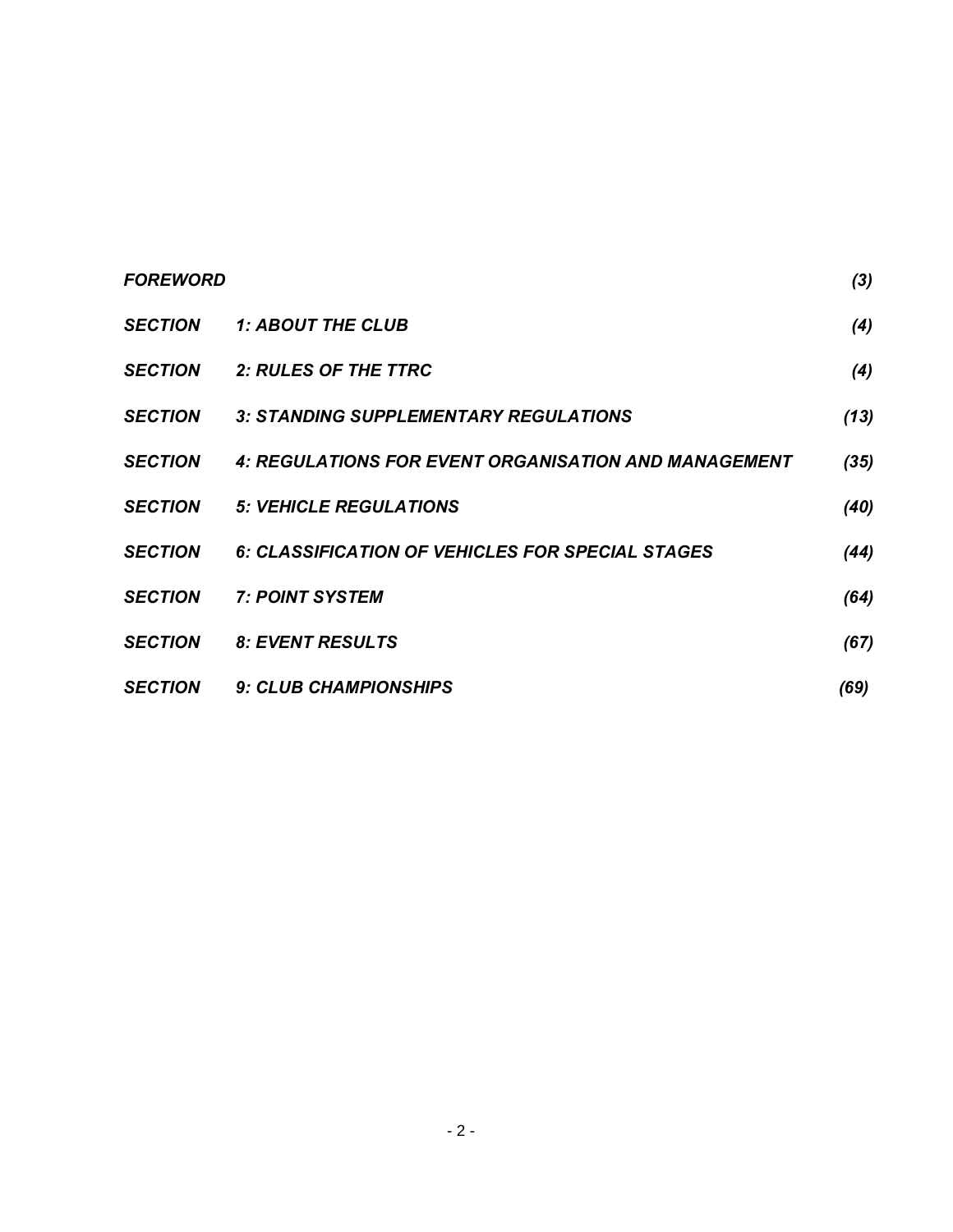| | | |
|---|---|---|
| ***FOREWORD*** | | ***(3)*** |
| ***SECTION*** | ***1: ABOUT THE CLUB*** | ***(4)*** |
| ***SECTION*** | ***2: RULES OF THE TTRC*** | ***(4)*** |
| ***SECTION*** | ***3: STANDING SUPPLEMENTARY REGULATIONS*** | ***(13)*** |
| ***SECTION*** | ***4: REGULATIONS FOR EVENT ORGANISATION AND MANAGEMENT*** | ***(35)*** |
| ***SECTION*** | ***5: VEHICLE REGULATIONS*** | ***(40)*** |
| ***SECTION*** | ***6: CLASSIFICATION OF VEHICLES FOR SPECIAL STAGES*** | ***(44)*** |
| ***SECTION*** | ***7: POINT SYSTEM*** | ***(64)*** |
| ***SECTION*** | ***8: EVENT RESULTS*** | ***(67)*** |
| ***SECTION*** | ***9: CLUB CHAMPIONSHIPS*** | ***(69)*** |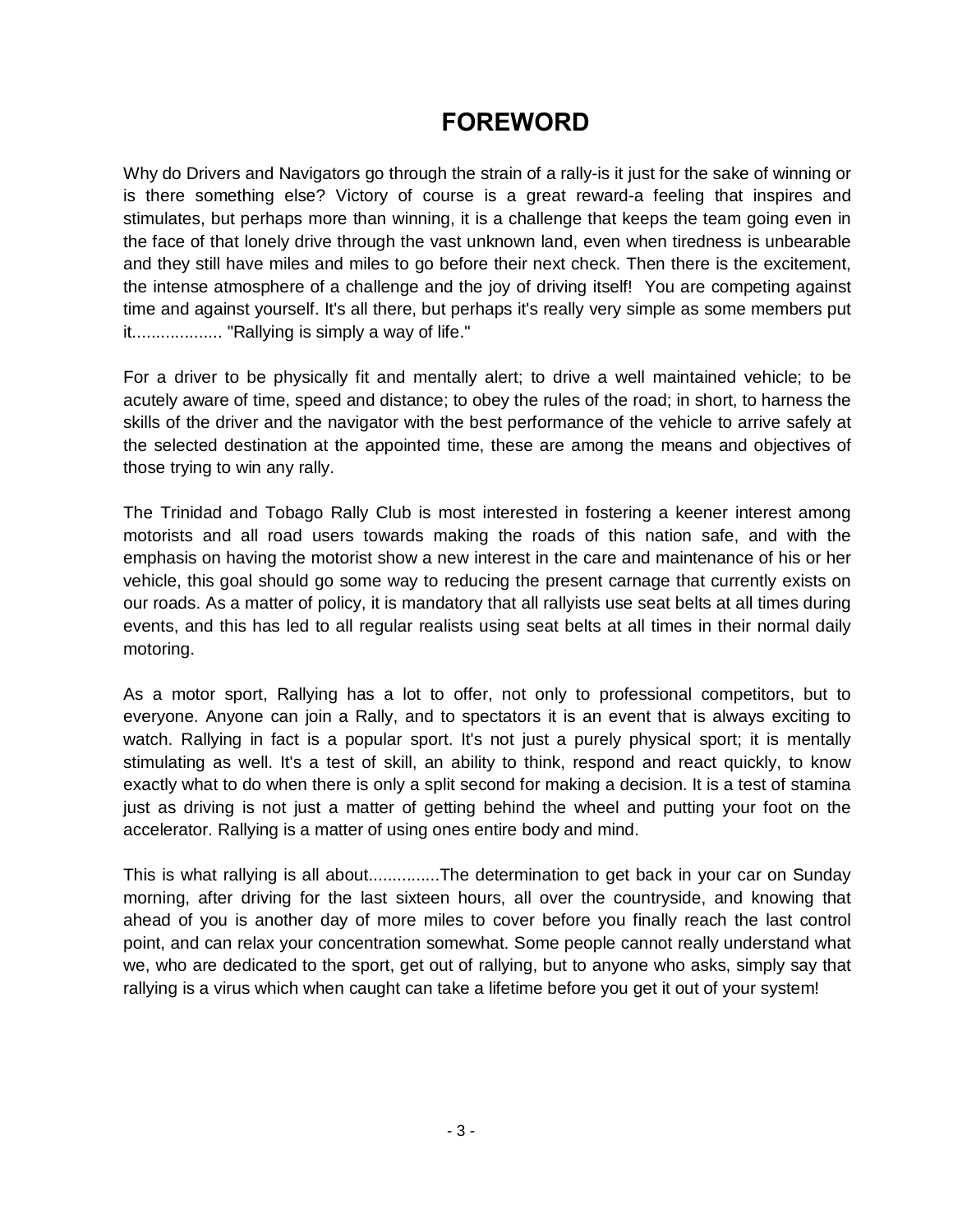# FOREWORD

Why do Drivers and Navigators go through the strain of a rally-is it just for the sake of winning or is there something else? Victory of course is a great reward-a feeling that inspires and stimulates, but perhaps more than winning, it is a challenge that keeps the team going even in the face of that lonely drive through the vast unknown land, even when tiredness is unbearable and they still have miles and miles to go before their next check. Then there is the excitement, the intense atmosphere of a challenge and the joy of driving itself! You are competing against time and against yourself. It's all there, but perhaps it's really very simple as some members put it.................. "Rallying is simply a way of life."

For a driver to be physically fit and mentally alert; to drive a well maintained vehicle; to be acutely aware of time, speed and distance; to obey the rules of the road; in short, to harness the skills of the driver and the navigator with the best performance of the vehicle to arrive safely at the selected destination at the appointed time, these are among the means and objectives of those trying to win any rally.

The Trinidad and Tobago Rally Club is most interested in fostering a keener interest among motorists and all road users towards making the roads of this nation safe, and with the emphasis on having the motorist show a new interest in the care and maintenance of his or her vehicle, this goal should go some way to reducing the present carnage that currently exists on our roads. As a matter of policy, it is mandatory that all rallyists use seat belts at all times during events, and this has led to all regular realists using seat belts at all times in their normal daily motoring.

As a motor sport, Rallying has a lot to offer, not only to professional competitors, but to everyone. Anyone can join a Rally, and to spectators it is an event that is always exciting to watch. Rallying in fact is a popular sport. It's not just a purely physical sport; it is mentally stimulating as well. It's a test of skill, an ability to think, respond and react quickly, to know exactly what to do when there is only a split second for making a decision. It is a test of stamina just as driving is not just a matter of getting behind the wheel and putting your foot on the accelerator. Rallying is a matter of using ones entire body and mind.

This is what rallying is all about..............The determination to get back in your car on Sunday morning, after driving for the last sixteen hours, all over the countryside, and knowing that ahead of you is another day of more miles to cover before you finally reach the last control point, and can relax your concentration somewhat. Some people cannot really understand what we, who are dedicated to the sport, get out of rallying, but to anyone who asks, simply say that rallying is a virus which when caught can take a lifetime before you get it out of your system!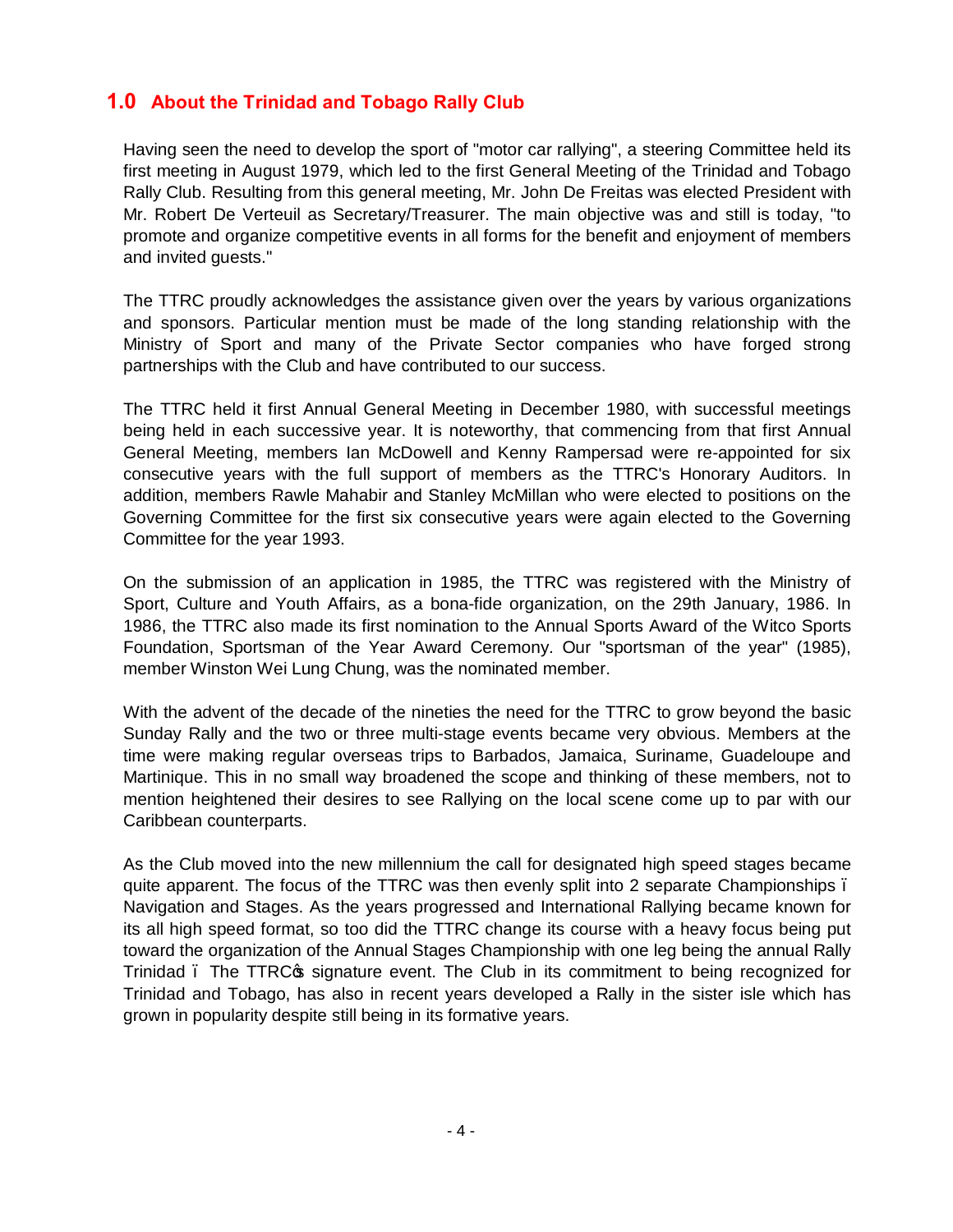## 1.0 About the Trinidad and Tobago Rally Club

Having seen the need to develop the sport of "motor car rallying", a steering Committee held its first meeting in August 1979, which led to the first General Meeting of the Trinidad and Tobago Rally Club. Resulting from this general meeting, Mr. John De Freitas was elected President with Mr. Robert De Verteuil as Secretary/Treasurer. The main objective was and still is today, "to promote and organize competitive events in all forms for the benefit and enjoyment of members and invited guests."

The TTRC proudly acknowledges the assistance given over the years by various organizations and sponsors. Particular mention must be made of the long standing relationship with the Ministry of Sport and many of the Private Sector companies who have forged strong partnerships with the Club and have contributed to our success.

The TTRC held it first Annual General Meeting in December 1980, with successful meetings being held in each successive year. It is noteworthy, that commencing from that first Annual General Meeting, members Ian McDowell and Kenny Rampersad were re-appointed for six consecutive years with the full support of members as the TTRC's Honorary Auditors. In addition, members Rawle Mahabir and Stanley McMillan who were elected to positions on the Governing Committee for the first six consecutive years were again elected to the Governing Committee for the year 1993.

On the submission of an application in 1985, the TTRC was registered with the Ministry of Sport, Culture and Youth Affairs, as a bona-fide organization, on the 29th January, 1986. In 1986, the TTRC also made its first nomination to the Annual Sports Award of the Witco Sports Foundation, Sportsman of the Year Award Ceremony. Our "sportsman of the year" (1985), member Winston Wei Lung Chung, was the nominated member.

With the advent of the decade of the nineties the need for the TTRC to grow beyond the basic Sunday Rally and the two or three multi-stage events became very obvious. Members at the time were making regular overseas trips to Barbados, Jamaica, Suriname, Guadeloupe and Martinique. This in no small way broadened the scope and thinking of these members, not to mention heightened their desires to see Rallying on the local scene come up to par with our Caribbean counterparts.

As the Club moved into the new millennium the call for designated high speed stages became quite apparent. The focus of the TTRC was then evenly split into 2 separate Championships – Navigation and Stages. As the years progressed and International Rallying became known for its all high speed format, so too did the TTRC change its course with a heavy focus being put toward the organization of the Annual Stages Championship with one leg being the annual Rally Trinidad – The TTRC's signature event. The Club in its commitment to being recognized for Trinidad and Tobago, has also in recent years developed a Rally in the sister isle which has grown in popularity despite still being in its formative years.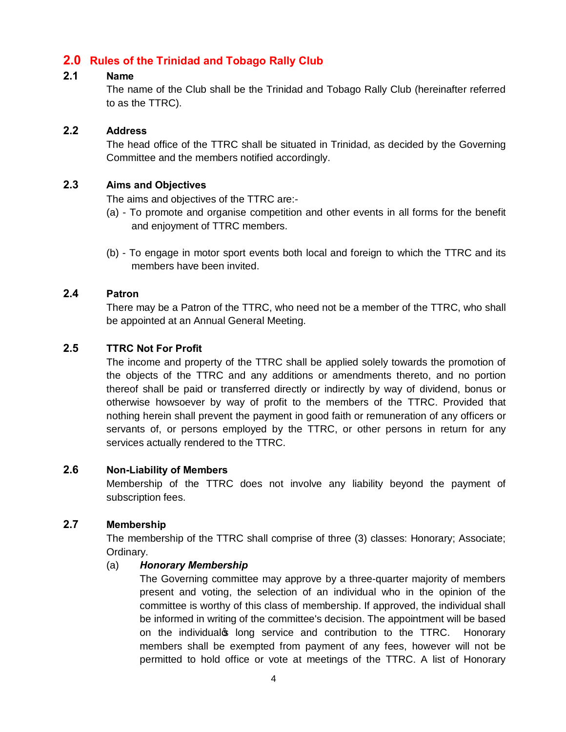# 2.0 Rules of the Trinidad and Tobago Rally Club

## 2.1 Name

The name of the Club shall be the Trinidad and Tobago Rally Club (hereinafter referred to as the TTRC).

## 2.2 Address

The head office of the TTRC shall be situated in Trinidad, as decided by the Governing Committee and the members notified accordingly.

## 2.3 Aims and Objectives

The aims and objectives of the TTRC are:-

(a) - To promote and organise competition and other events in all forms for the benefit and enjoyment of TTRC members.

(b) - To engage in motor sport events both local and foreign to which the TTRC and its members have been invited.

## 2.4 Patron

There may be a Patron of the TTRC, who need not be a member of the TTRC, who shall be appointed at an Annual General Meeting.

## 2.5 TTRC Not For Profit

The income and property of the TTRC shall be applied solely towards the promotion of the objects of the TTRC and any additions or amendments thereto, and no portion thereof shall be paid or transferred directly or indirectly by way of dividend, bonus or otherwise howsoever by way of profit to the members of the TTRC. Provided that nothing herein shall prevent the payment in good faith or remuneration of any officers or servants of, or persons employed by the TTRC, or other persons in return for any services actually rendered to the TTRC.

## 2.6 Non-Liability of Members

Membership of the TTRC does not involve any liability beyond the payment of subscription fees.

## 2.7 Membership

The membership of the TTRC shall comprise of three (3) classes: Honorary; Associate; Ordinary.

(a) ***Honorary Membership***

The Governing committee may approve by a three-quarter majority of members present and voting, the selection of an individual who in the opinion of the committee is worthy of this class of membership. If approved, the individual shall be informed in writing of the committee's decision. The appointment will be based on the individual's long service and contribution to the TTRC. Honorary members shall be exempted from payment of any fees, however will not be permitted to hold office or vote at meetings of the TTRC. A list of Honorary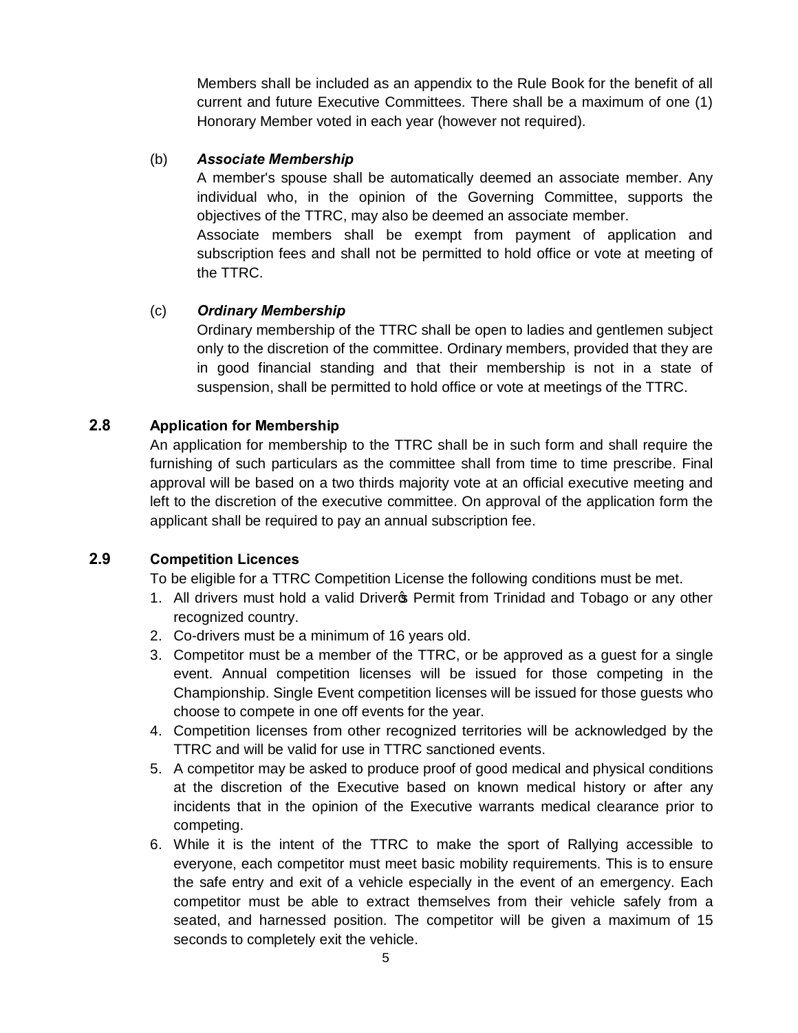Members shall be included as an appendix to the Rule Book for the benefit of all current and future Executive Committees. There shall be a maximum of one (1) Honorary Member voted in each year (however not required).

(b) ***Associate Membership***

A member's spouse shall be automatically deemed an associate member. Any individual who, in the opinion of the Governing Committee, supports the objectives of the TTRC, may also be deemed an associate member.

Associate members shall be exempt from payment of application and subscription fees and shall not be permitted to hold office or vote at meeting of the TTRC.

(c) ***Ordinary Membership***

Ordinary membership of the TTRC shall be open to ladies and gentlemen subject only to the discretion of the committee. Ordinary members, provided that they are in good financial standing and that their membership is not in a state of suspension, shall be permitted to hold office or vote at meetings of the TTRC.

### 2.8 Application for Membership

An application for membership to the TTRC shall be in such form and shall require the furnishing of such particulars as the committee shall from time to time prescribe. Final approval will be based on a two thirds majority vote at an official executive meeting and left to the discretion of the executive committee. On approval of the application form the applicant shall be required to pay an annual subscription fee.

### 2.9 Competition Licences

To be eligible for a TTRC Competition License the following conditions must be met.

1. All drivers must hold a valid Driver's Permit from Trinidad and Tobago or any other recognized country.
2. Co-drivers must be a minimum of 16 years old.
3. Competitor must be a member of the TTRC, or be approved as a guest for a single event. Annual competition licenses will be issued for those competing in the Championship. Single Event competition licenses will be issued for those guests who choose to compete in one off events for the year.
4. Competition licenses from other recognized territories will be acknowledged by the TTRC and will be valid for use in TTRC sanctioned events.
5. A competitor may be asked to produce proof of good medical and physical conditions at the discretion of the Executive based on known medical history or after any incidents that in the opinion of the Executive warrants medical clearance prior to competing.
6. While it is the intent of the TTRC to make the sport of Rallying accessible to everyone, each competitor must meet basic mobility requirements. This is to ensure the safe entry and exit of a vehicle especially in the event of an emergency. Each competitor must be able to extract themselves from their vehicle safely from a seated, and harnessed position. The competitor will be given a maximum of 15 seconds to completely exit the vehicle.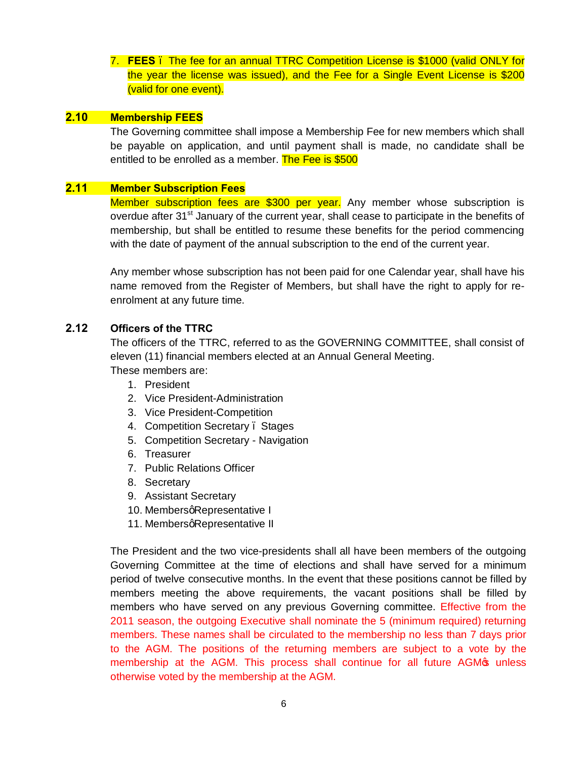7. **FEES –** The fee for an annual TTRC Competition License is $1000 (valid ONLY for the year the license was issued), and the Fee for a Single Event License is $200 (valid for one event).

## 2.10 Membership FEES

The Governing committee shall impose a Membership Fee for new members which shall be payable on application, and until payment shall is made, no candidate shall be entitled to be enrolled as a member. The Fee is $500

## 2.11 Member Subscription Fees

Member subscription fees are $300 per year. Any member whose subscription is overdue after 31st January of the current year, shall cease to participate in the benefits of membership, but shall be entitled to resume these benefits for the period commencing with the date of payment of the annual subscription to the end of the current year.

Any member whose subscription has not been paid for one Calendar year, shall have his name removed from the Register of Members, but shall have the right to apply for re-enrolment at any future time.

## 2.12 Officers of the TTRC

The officers of the TTRC, referred to as the GOVERNING COMMITTEE, shall consist of eleven (11) financial members elected at an Annual General Meeting.

These members are:

1. President
2. Vice President-Administration
3. Vice President-Competition
4. Competition Secretary – Stages
5. Competition Secretary - Navigation
6. Treasurer
7. Public Relations Officer
8. Secretary
9. Assistant Secretary
10. Members' Representative I
11. Members' Representative II

The President and the two vice-presidents shall all have been members of the outgoing Governing Committee at the time of elections and shall have served for a minimum period of twelve consecutive months. In the event that these positions cannot be filled by members meeting the above requirements, the vacant positions shall be filled by members who have served on any previous Governing committee. Effective from the 2011 season, the outgoing Executive shall nominate the 5 (minimum required) returning members. These names shall be circulated to the membership no less than 7 days prior to the AGM. The positions of the returning members are subject to a vote by the membership at the AGM. This process shall continue for all future AGM's unless otherwise voted by the membership at the AGM.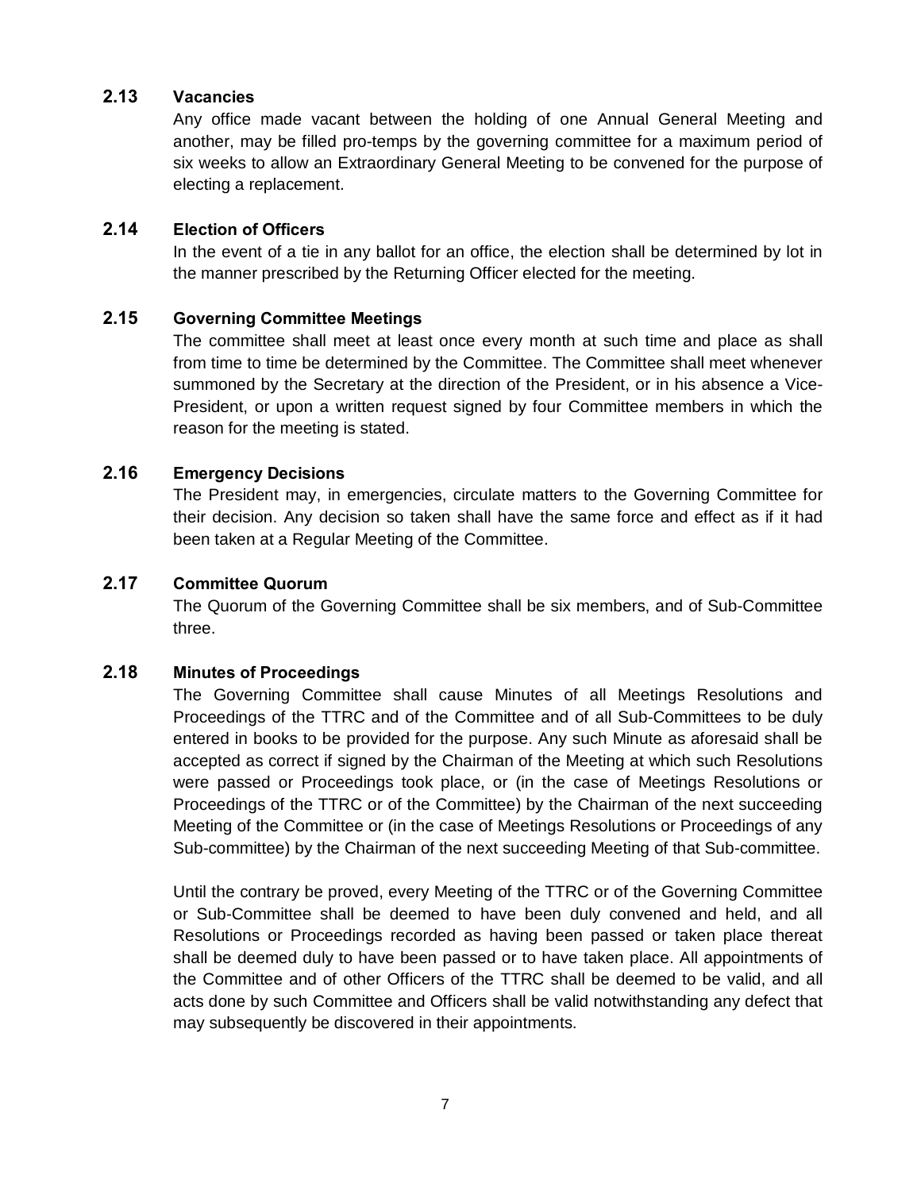### 2.13 Vacancies

Any office made vacant between the holding of one Annual General Meeting and another, may be filled pro-temps by the governing committee for a maximum period of six weeks to allow an Extraordinary General Meeting to be convened for the purpose of electing a replacement.

### 2.14 Election of Officers

In the event of a tie in any ballot for an office, the election shall be determined by lot in the manner prescribed by the Returning Officer elected for the meeting.

### 2.15 Governing Committee Meetings

The committee shall meet at least once every month at such time and place as shall from time to time be determined by the Committee. The Committee shall meet whenever summoned by the Secretary at the direction of the President, or in his absence a Vice-President, or upon a written request signed by four Committee members in which the reason for the meeting is stated.

### 2.16 Emergency Decisions

The President may, in emergencies, circulate matters to the Governing Committee for their decision. Any decision so taken shall have the same force and effect as if it had been taken at a Regular Meeting of the Committee.

### 2.17 Committee Quorum

The Quorum of the Governing Committee shall be six members, and of Sub-Committee three.

### 2.18 Minutes of Proceedings

The Governing Committee shall cause Minutes of all Meetings Resolutions and Proceedings of the TTRC and of the Committee and of all Sub-Committees to be duly entered in books to be provided for the purpose. Any such Minute as aforesaid shall be accepted as correct if signed by the Chairman of the Meeting at which such Resolutions were passed or Proceedings took place, or (in the case of Meetings Resolutions or Proceedings of the TTRC or of the Committee) by the Chairman of the next succeeding Meeting of the Committee or (in the case of Meetings Resolutions or Proceedings of any Sub-committee) by the Chairman of the next succeeding Meeting of that Sub-committee.

Until the contrary be proved, every Meeting of the TTRC or of the Governing Committee or Sub-Committee shall be deemed to have been duly convened and held, and all Resolutions or Proceedings recorded as having been passed or taken place thereat shall be deemed duly to have been passed or to have taken place. All appointments of the Committee and of other Officers of the TTRC shall be deemed to be valid, and all acts done by such Committee and Officers shall be valid notwithstanding any defect that may subsequently be discovered in their appointments.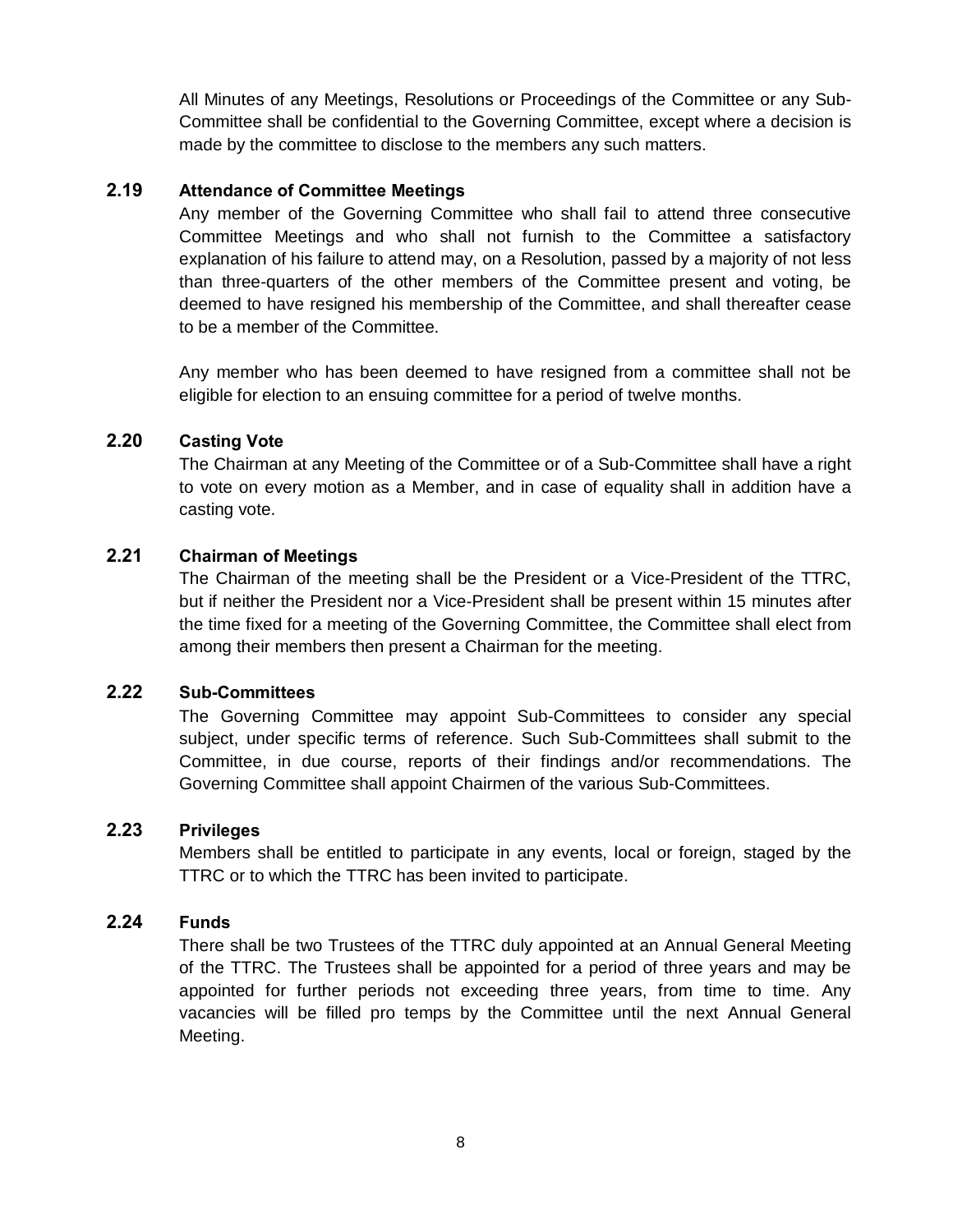All Minutes of any Meetings, Resolutions or Proceedings of the Committee or any Sub-Committee shall be confidential to the Governing Committee, except where a decision is made by the committee to disclose to the members any such matters.

### 2.19 Attendance of Committee Meetings

Any member of the Governing Committee who shall fail to attend three consecutive Committee Meetings and who shall not furnish to the Committee a satisfactory explanation of his failure to attend may, on a Resolution, passed by a majority of not less than three-quarters of the other members of the Committee present and voting, be deemed to have resigned his membership of the Committee, and shall thereafter cease to be a member of the Committee.

Any member who has been deemed to have resigned from a committee shall not be eligible for election to an ensuing committee for a period of twelve months.

### 2.20 Casting Vote

The Chairman at any Meeting of the Committee or of a Sub-Committee shall have a right to vote on every motion as a Member, and in case of equality shall in addition have a casting vote.

### 2.21 Chairman of Meetings

The Chairman of the meeting shall be the President or a Vice-President of the TTRC, but if neither the President nor a Vice-President shall be present within 15 minutes after the time fixed for a meeting of the Governing Committee, the Committee shall elect from among their members then present a Chairman for the meeting.

### 2.22 Sub-Committees

The Governing Committee may appoint Sub-Committees to consider any special subject, under specific terms of reference. Such Sub-Committees shall submit to the Committee, in due course, reports of their findings and/or recommendations. The Governing Committee shall appoint Chairmen of the various Sub-Committees.

### 2.23 Privileges

Members shall be entitled to participate in any events, local or foreign, staged by the TTRC or to which the TTRC has been invited to participate.

### 2.24 Funds

There shall be two Trustees of the TTRC duly appointed at an Annual General Meeting of the TTRC. The Trustees shall be appointed for a period of three years and may be appointed for further periods not exceeding three years, from time to time. Any vacancies will be filled pro temps by the Committee until the next Annual General Meeting.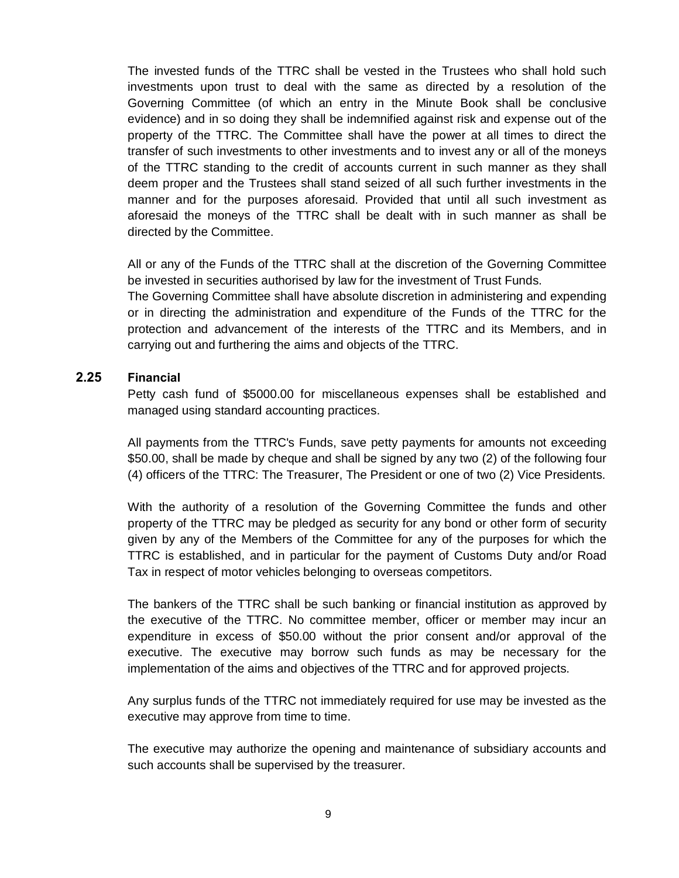The invested funds of the TTRC shall be vested in the Trustees who shall hold such investments upon trust to deal with the same as directed by a resolution of the Governing Committee (of which an entry in the Minute Book shall be conclusive evidence) and in so doing they shall be indemnified against risk and expense out of the property of the TTRC. The Committee shall have the power at all times to direct the transfer of such investments to other investments and to invest any or all of the moneys of the TTRC standing to the credit of accounts current in such manner as they shall deem proper and the Trustees shall stand seized of all such further investments in the manner and for the purposes aforesaid. Provided that until all such investment as aforesaid the moneys of the TTRC shall be dealt with in such manner as shall be directed by the Committee.

All or any of the Funds of the TTRC shall at the discretion of the Governing Committee be invested in securities authorised by law for the investment of Trust Funds.
The Governing Committee shall have absolute discretion in administering and expending or in directing the administration and expenditure of the Funds of the TTRC for the protection and advancement of the interests of the TTRC and its Members, and in carrying out and furthering the aims and objects of the TTRC.

### 2.25 Financial

Petty cash fund of $5000.00 for miscellaneous expenses shall be established and managed using standard accounting practices.

All payments from the TTRC's Funds, save petty payments for amounts not exceeding $50.00, shall be made by cheque and shall be signed by any two (2) of the following four (4) officers of the TTRC: The Treasurer, The President or one of two (2) Vice Presidents.

With the authority of a resolution of the Governing Committee the funds and other property of the TTRC may be pledged as security for any bond or other form of security given by any of the Members of the Committee for any of the purposes for which the TTRC is established, and in particular for the payment of Customs Duty and/or Road Tax in respect of motor vehicles belonging to overseas competitors.

The bankers of the TTRC shall be such banking or financial institution as approved by the executive of the TTRC. No committee member, officer or member may incur an expenditure in excess of $50.00 without the prior consent and/or approval of the executive. The executive may borrow such funds as may be necessary for the implementation of the aims and objectives of the TTRC and for approved projects.

Any surplus funds of the TTRC not immediately required for use may be invested as the executive may approve from time to time.

The executive may authorize the opening and maintenance of subsidiary accounts and such accounts shall be supervised by the treasurer.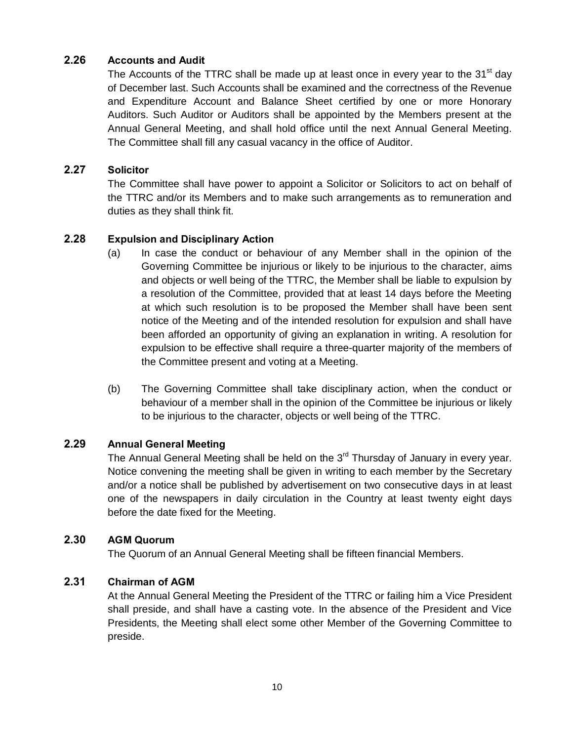### 2.26 Accounts and Audit

The Accounts of the TTRC shall be made up at least once in every year to the 31st day of December last. Such Accounts shall be examined and the correctness of the Revenue and Expenditure Account and Balance Sheet certified by one or more Honorary Auditors. Such Auditor or Auditors shall be appointed by the Members present at the Annual General Meeting, and shall hold office until the next Annual General Meeting. The Committee shall fill any casual vacancy in the office of Auditor.

### 2.27 Solicitor

The Committee shall have power to appoint a Solicitor or Solicitors to act on behalf of the TTRC and/or its Members and to make such arrangements as to remuneration and duties as they shall think fit.

### 2.28 Expulsion and Disciplinary Action

(a) In case the conduct or behaviour of any Member shall in the opinion of the Governing Committee be injurious or likely to be injurious to the character, aims and objects or well being of the TTRC, the Member shall be liable to expulsion by a resolution of the Committee, provided that at least 14 days before the Meeting at which such resolution is to be proposed the Member shall have been sent notice of the Meeting and of the intended resolution for expulsion and shall have been afforded an opportunity of giving an explanation in writing. A resolution for expulsion to be effective shall require a three-quarter majority of the members of the Committee present and voting at a Meeting.

(b) The Governing Committee shall take disciplinary action, when the conduct or behaviour of a member shall in the opinion of the Committee be injurious or likely to be injurious to the character, objects or well being of the TTRC.

### 2.29 Annual General Meeting

The Annual General Meeting shall be held on the 3rd Thursday of January in every year. Notice convening the meeting shall be given in writing to each member by the Secretary and/or a notice shall be published by advertisement on two consecutive days in at least one of the newspapers in daily circulation in the Country at least twenty eight days before the date fixed for the Meeting.

### 2.30 AGM Quorum

The Quorum of an Annual General Meeting shall be fifteen financial Members.

### 2.31 Chairman of AGM

At the Annual General Meeting the President of the TTRC or failing him a Vice President shall preside, and shall have a casting vote. In the absence of the President and Vice Presidents, the Meeting shall elect some other Member of the Governing Committee to preside.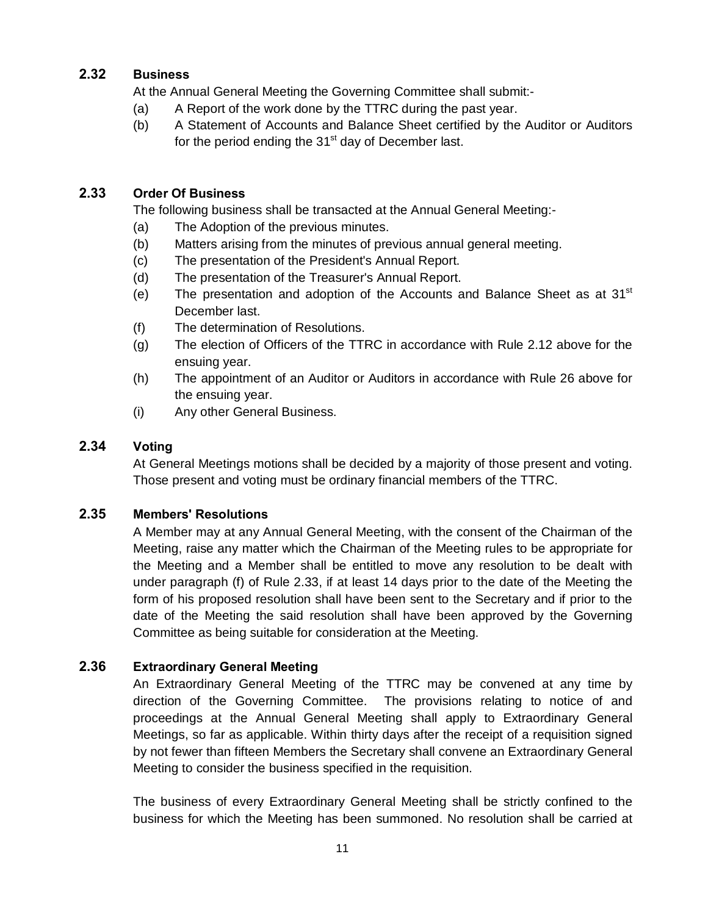### 2.32 Business

At the Annual General Meeting the Governing Committee shall submit:-

(a) A Report of the work done by the TTRC during the past year.

(b) A Statement of Accounts and Balance Sheet certified by the Auditor or Auditors for the period ending the 31st day of December last.

### 2.33 Order Of Business

The following business shall be transacted at the Annual General Meeting:-

(a) The Adoption of the previous minutes.

(b) Matters arising from the minutes of previous annual general meeting.

(c) The presentation of the President's Annual Report.

(d) The presentation of the Treasurer's Annual Report.

(e) The presentation and adoption of the Accounts and Balance Sheet as at 31st December last.

(f) The determination of Resolutions.

(g) The election of Officers of the TTRC in accordance with Rule 2.12 above for the ensuing year.

(h) The appointment of an Auditor or Auditors in accordance with Rule 26 above for the ensuing year.

(i) Any other General Business.

### 2.34 Voting

At General Meetings motions shall be decided by a majority of those present and voting. Those present and voting must be ordinary financial members of the TTRC.

### 2.35 Members' Resolutions

A Member may at any Annual General Meeting, with the consent of the Chairman of the Meeting, raise any matter which the Chairman of the Meeting rules to be appropriate for the Meeting and a Member shall be entitled to move any resolution to be dealt with under paragraph (f) of Rule 2.33, if at least 14 days prior to the date of the Meeting the form of his proposed resolution shall have been sent to the Secretary and if prior to the date of the Meeting the said resolution shall have been approved by the Governing Committee as being suitable for consideration at the Meeting.

### 2.36 Extraordinary General Meeting

An Extraordinary General Meeting of the TTRC may be convened at any time by direction of the Governing Committee. The provisions relating to notice of and proceedings at the Annual General Meeting shall apply to Extraordinary General Meetings, so far as applicable. Within thirty days after the receipt of a requisition signed by not fewer than fifteen Members the Secretary shall convene an Extraordinary General Meeting to consider the business specified in the requisition.

The business of every Extraordinary General Meeting shall be strictly confined to the business for which the Meeting has been summoned. No resolution shall be carried at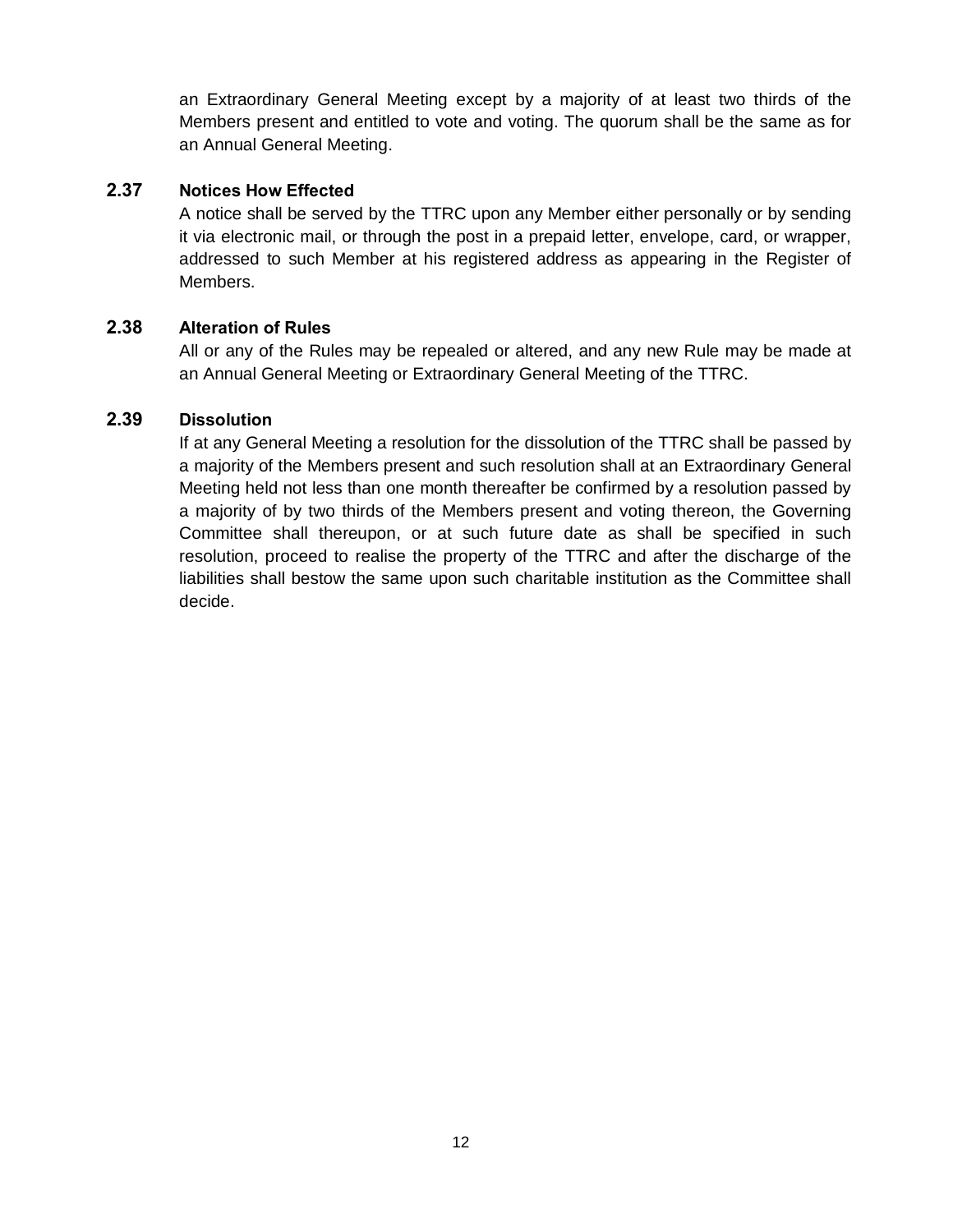an Extraordinary General Meeting except by a majority of at least two thirds of the Members present and entitled to vote and voting. The quorum shall be the same as for an Annual General Meeting.

### 2.37 Notices How Effected

A notice shall be served by the TTRC upon any Member either personally or by sending it via electronic mail, or through the post in a prepaid letter, envelope, card, or wrapper, addressed to such Member at his registered address as appearing in the Register of Members.

### 2.38 Alteration of Rules

All or any of the Rules may be repealed or altered, and any new Rule may be made at an Annual General Meeting or Extraordinary General Meeting of the TTRC.

### 2.39 Dissolution

If at any General Meeting a resolution for the dissolution of the TTRC shall be passed by a majority of the Members present and such resolution shall at an Extraordinary General Meeting held not less than one month thereafter be confirmed by a resolution passed by a majority of by two thirds of the Members present and voting thereon, the Governing Committee shall thereupon, or at such future date as shall be specified in such resolution, proceed to realise the property of the TTRC and after the discharge of the liabilities shall bestow the same upon such charitable institution as the Committee shall decide.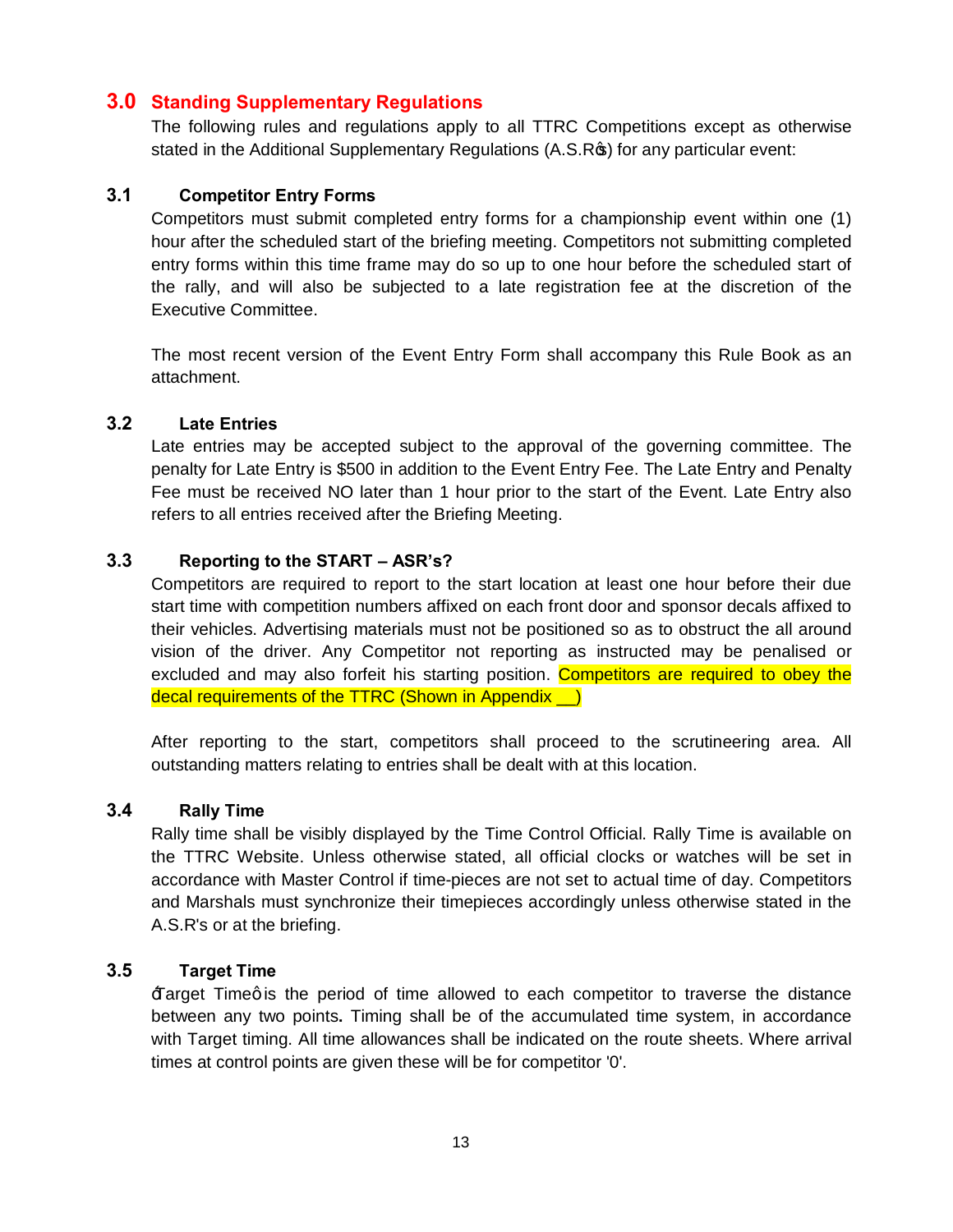## 3.0 Standing Supplementary Regulations

The following rules and regulations apply to all TTRC Competitions except as otherwise stated in the Additional Supplementary Regulations (A.S.R's) for any particular event:

### 3.1 Competitor Entry Forms

Competitors must submit completed entry forms for a championship event within one (1) hour after the scheduled start of the briefing meeting. Competitors not submitting completed entry forms within this time frame may do so up to one hour before the scheduled start of the rally, and will also be subjected to a late registration fee at the discretion of the Executive Committee.

The most recent version of the Event Entry Form shall accompany this Rule Book as an attachment.

### 3.2 Late Entries

Late entries may be accepted subject to the approval of the governing committee. The penalty for Late Entry is $500 in addition to the Event Entry Fee. The Late Entry and Penalty Fee must be received NO later than 1 hour prior to the start of the Event. Late Entry also refers to all entries received after the Briefing Meeting.

### 3.3 Reporting to the START – ASR's?

Competitors are required to report to the start location at least one hour before their due start time with competition numbers affixed on each front door and sponsor decals affixed to their vehicles. Advertising materials must not be positioned so as to obstruct the all around vision of the driver. Any Competitor not reporting as instructed may be penalised or excluded and may also forfeit his starting position. Competitors are required to obey the decal requirements of the TTRC (Shown in Appendix __)

After reporting to the start, competitors shall proceed to the scrutineering area. All outstanding matters relating to entries shall be dealt with at this location.

### 3.4 Rally Time

Rally time shall be visibly displayed by the Time Control Official. Rally Time is available on the TTRC Website. Unless otherwise stated, all official clocks or watches will be set in accordance with Master Control if time-pieces are not set to actual time of day. Competitors and Marshals must synchronize their timepieces accordingly unless otherwise stated in the A.S.R's or at the briefing.

### 3.5 Target Time

"Target Time" is the period of time allowed to each competitor to traverse the distance between any two points**.** Timing shall be of the accumulated time system, in accordance with Target timing. All time allowances shall be indicated on the route sheets. Where arrival times at control points are given these will be for competitor '0'.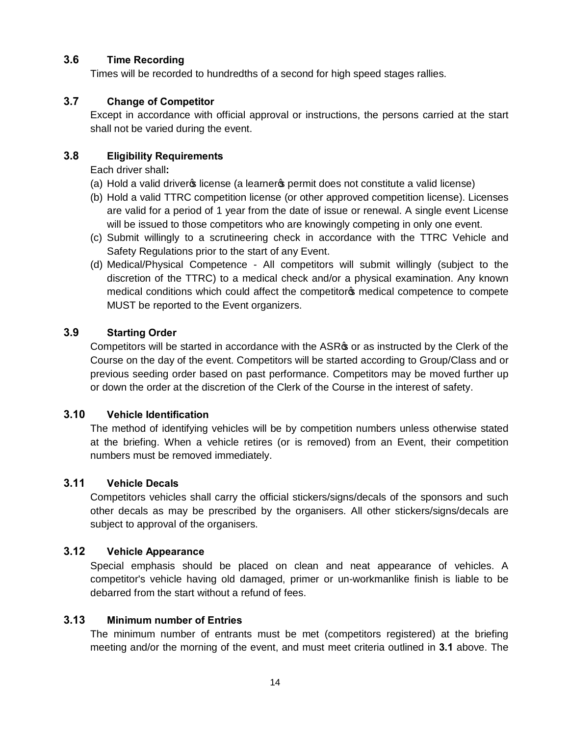### 3.6 Time Recording

Times will be recorded to hundredths of a second for high speed stages rallies.

### 3.7 Change of Competitor

Except in accordance with official approval or instructions, the persons carried at the start shall not be varied during the event.

### 3.8 Eligibility Requirements

Each driver shall**:**

(a) Hold a valid driver's license (a learner's permit does not constitute a valid license)

(b) Hold a valid TTRC competition license (or other approved competition license). Licenses are valid for a period of 1 year from the date of issue or renewal. A single event License will be issued to those competitors who are knowingly competing in only one event.

(c) Submit willingly to a scrutineering check in accordance with the TTRC Vehicle and Safety Regulations prior to the start of any Event.

(d) Medical/Physical Competence - All competitors will submit willingly (subject to the discretion of the TTRC) to a medical check and/or a physical examination. Any known medical conditions which could affect the competitor's medical competence to compete MUST be reported to the Event organizers.

### 3.9 Starting Order

Competitors will be started in accordance with the ASR's or as instructed by the Clerk of the Course on the day of the event. Competitors will be started according to Group/Class and or previous seeding order based on past performance. Competitors may be moved further up or down the order at the discretion of the Clerk of the Course in the interest of safety.

### 3.10 Vehicle Identification

The method of identifying vehicles will be by competition numbers unless otherwise stated at the briefing. When a vehicle retires (or is removed) from an Event, their competition numbers must be removed immediately.

### 3.11 Vehicle Decals

Competitors vehicles shall carry the official stickers/signs/decals of the sponsors and such other decals as may be prescribed by the organisers. All other stickers/signs/decals are subject to approval of the organisers.

### 3.12 Vehicle Appearance

Special emphasis should be placed on clean and neat appearance of vehicles. A competitor's vehicle having old damaged, primer or un-workmanlike finish is liable to be debarred from the start without a refund of fees.

### 3.13 Minimum number of Entries

The minimum number of entrants must be met (competitors registered) at the briefing meeting and/or the morning of the event, and must meet criteria outlined in **3.1** above. The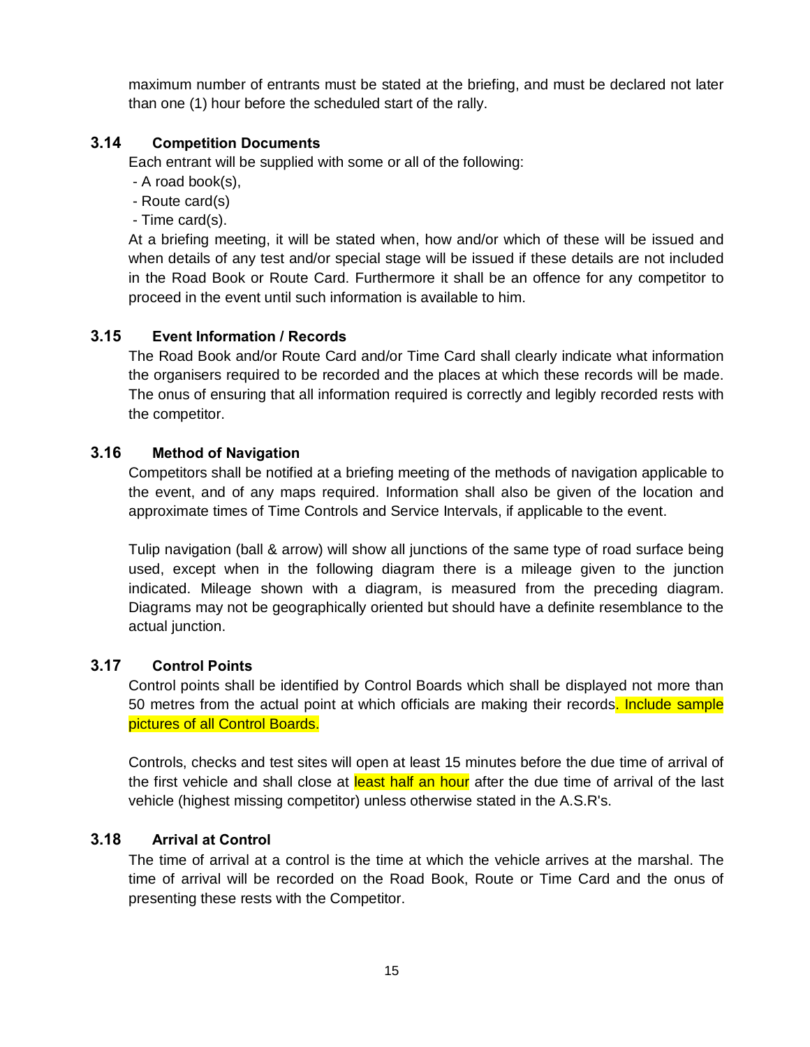maximum number of entrants must be stated at the briefing, and must be declared not later than one (1) hour before the scheduled start of the rally.

### 3.14 Competition Documents

Each entrant will be supplied with some or all of the following:

- A road book(s),
- Route card(s)
- Time card(s).

At a briefing meeting, it will be stated when, how and/or which of these will be issued and when details of any test and/or special stage will be issued if these details are not included in the Road Book or Route Card. Furthermore it shall be an offence for any competitor to proceed in the event until such information is available to him.

### 3.15 Event Information / Records

The Road Book and/or Route Card and/or Time Card shall clearly indicate what information the organisers required to be recorded and the places at which these records will be made. The onus of ensuring that all information required is correctly and legibly recorded rests with the competitor.

### 3.16 Method of Navigation

Competitors shall be notified at a briefing meeting of the methods of navigation applicable to the event, and of any maps required. Information shall also be given of the location and approximate times of Time Controls and Service Intervals, if applicable to the event.

Tulip navigation (ball & arrow) will show all junctions of the same type of road surface being used, except when in the following diagram there is a mileage given to the junction indicated. Mileage shown with a diagram, is measured from the preceding diagram. Diagrams may not be geographically oriented but should have a definite resemblance to the actual junction.

### 3.17 Control Points

Control points shall be identified by Control Boards which shall be displayed not more than 50 metres from the actual point at which officials are making their records. Include sample pictures of all Control Boards.

Controls, checks and test sites will open at least 15 minutes before the due time of arrival of the first vehicle and shall close at least half an hour after the due time of arrival of the last vehicle (highest missing competitor) unless otherwise stated in the A.S.R's.

### 3.18 Arrival at Control

The time of arrival at a control is the time at which the vehicle arrives at the marshal. The time of arrival will be recorded on the Road Book, Route or Time Card and the onus of presenting these rests with the Competitor.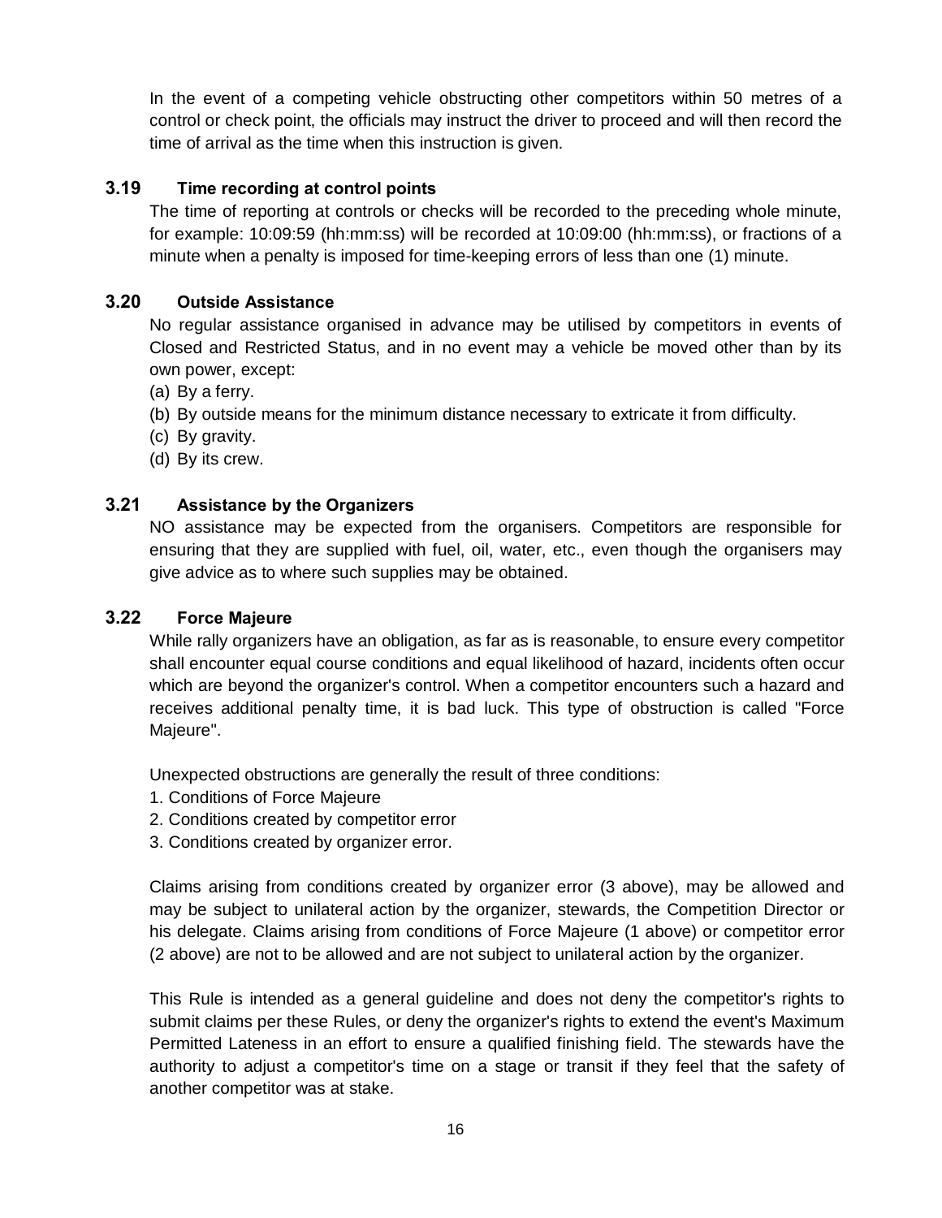In the event of a competing vehicle obstructing other competitors within 50 metres of a control or check point, the officials may instruct the driver to proceed and will then record the time of arrival as the time when this instruction is given.

### 3.19 Time recording at control points

The time of reporting at controls or checks will be recorded to the preceding whole minute, for example: 10:09:59 (hh:mm:ss) will be recorded at 10:09:00 (hh:mm:ss), or fractions of a minute when a penalty is imposed for time-keeping errors of less than one (1) minute.

### 3.20 Outside Assistance

No regular assistance organised in advance may be utilised by competitors in events of Closed and Restricted Status, and in no event may a vehicle be moved other than by its own power, except:

(a) By a ferry.
(b) By outside means for the minimum distance necessary to extricate it from difficulty.
(c) By gravity.
(d) By its crew.

### 3.21 Assistance by the Organizers

NO assistance may be expected from the organisers. Competitors are responsible for ensuring that they are supplied with fuel, oil, water, etc., even though the organisers may give advice as to where such supplies may be obtained.

### 3.22 Force Majeure

While rally organizers have an obligation, as far as is reasonable, to ensure every competitor shall encounter equal course conditions and equal likelihood of hazard, incidents often occur which are beyond the organizer's control. When a competitor encounters such a hazard and receives additional penalty time, it is bad luck. This type of obstruction is called "Force Majeure".

Unexpected obstructions are generally the result of three conditions:

1. Conditions of Force Majeure
2. Conditions created by competitor error
3. Conditions created by organizer error.

Claims arising from conditions created by organizer error (3 above), may be allowed and may be subject to unilateral action by the organizer, stewards, the Competition Director or his delegate. Claims arising from conditions of Force Majeure (1 above) or competitor error (2 above) are not to be allowed and are not subject to unilateral action by the organizer.

This Rule is intended as a general guideline and does not deny the competitor's rights to submit claims per these Rules, or deny the organizer's rights to extend the event's Maximum Permitted Lateness in an effort to ensure a qualified finishing field. The stewards have the authority to adjust a competitor's time on a stage or transit if they feel that the safety of another competitor was at stake.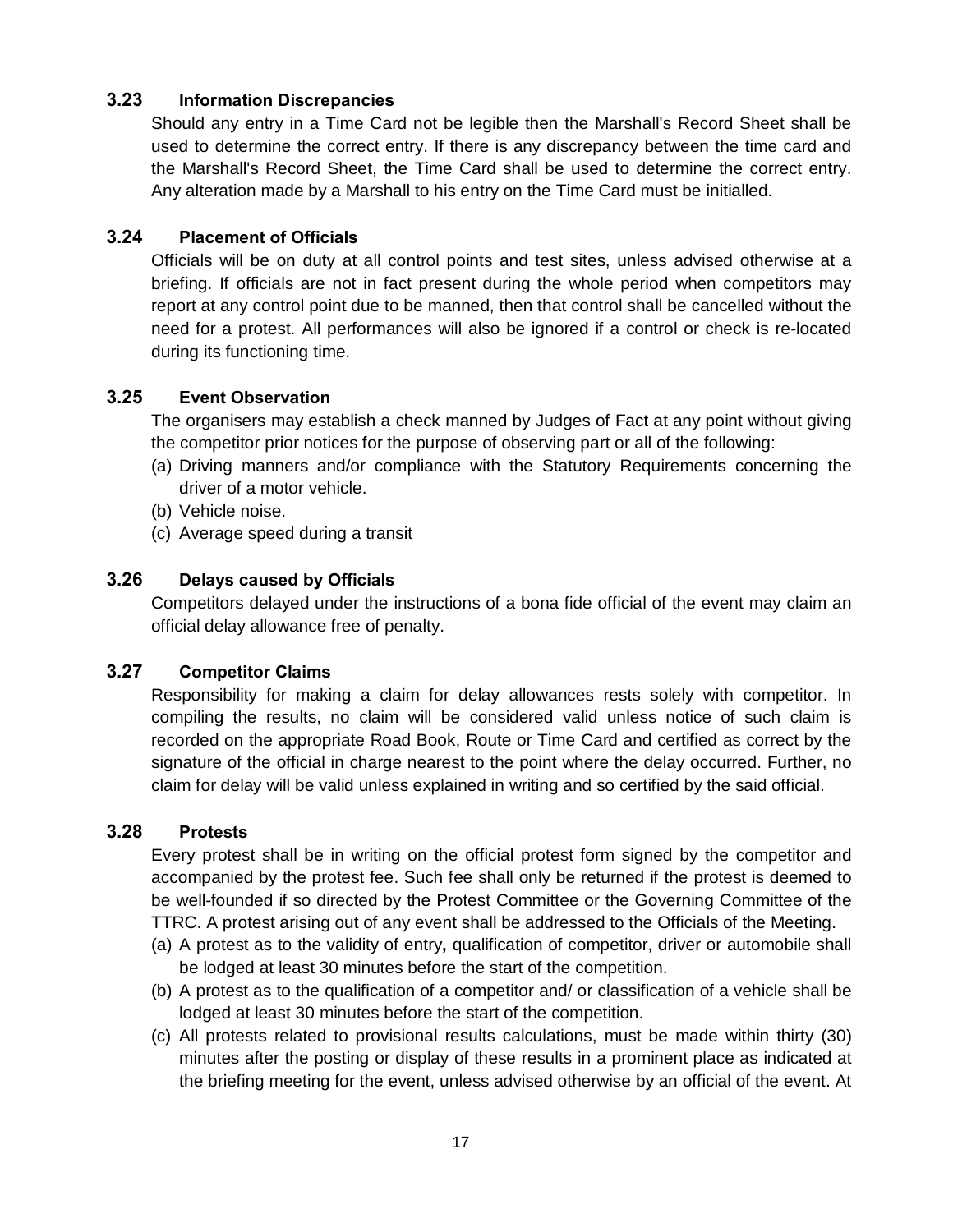### 3.23 Information Discrepancies

Should any entry in a Time Card not be legible then the Marshall's Record Sheet shall be used to determine the correct entry. If there is any discrepancy between the time card and the Marshall's Record Sheet, the Time Card shall be used to determine the correct entry. Any alteration made by a Marshall to his entry on the Time Card must be initialled.

### 3.24 Placement of Officials

Officials will be on duty at all control points and test sites, unless advised otherwise at a briefing. If officials are not in fact present during the whole period when competitors may report at any control point due to be manned, then that control shall be cancelled without the need for a protest. All performances will also be ignored if a control or check is re-located during its functioning time.

### 3.25 Event Observation

The organisers may establish a check manned by Judges of Fact at any point without giving the competitor prior notices for the purpose of observing part or all of the following:

(a) Driving manners and/or compliance with the Statutory Requirements concerning the driver of a motor vehicle.
(b) Vehicle noise.
(c) Average speed during a transit

### 3.26 Delays caused by Officials

Competitors delayed under the instructions of a bona fide official of the event may claim an official delay allowance free of penalty.

### 3.27 Competitor Claims

Responsibility for making a claim for delay allowances rests solely with competitor. In compiling the results, no claim will be considered valid unless notice of such claim is recorded on the appropriate Road Book, Route or Time Card and certified as correct by the signature of the official in charge nearest to the point where the delay occurred. Further, no claim for delay will be valid unless explained in writing and so certified by the said official.

### 3.28 Protests

Every protest shall be in writing on the official protest form signed by the competitor and accompanied by the protest fee. Such fee shall only be returned if the protest is deemed to be well-founded if so directed by the Protest Committee or the Governing Committee of the TTRC. A protest arising out of any event shall be addressed to the Officials of the Meeting.

(a) A protest as to the validity of entry**,** qualification of competitor, driver or automobile shall be lodged at least 30 minutes before the start of the competition.
(b) A protest as to the qualification of a competitor and/ or classification of a vehicle shall be lodged at least 30 minutes before the start of the competition.
(c) All protests related to provisional results calculations, must be made within thirty (30) minutes after the posting or display of these results in a prominent place as indicated at the briefing meeting for the event, unless advised otherwise by an official of the event. At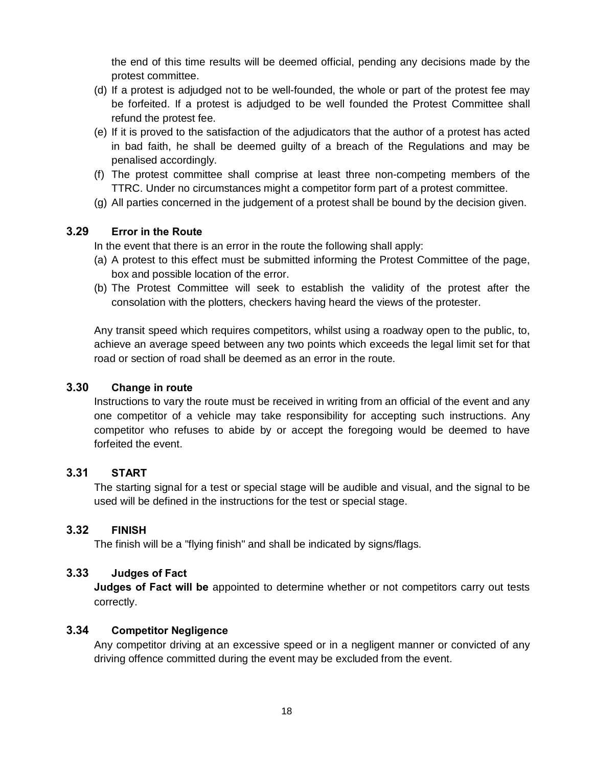the end of this time results will be deemed official, pending any decisions made by the protest committee.

(d) If a protest is adjudged not to be well-founded, the whole or part of the protest fee may be forfeited. If a protest is adjudged to be well founded the Protest Committee shall refund the protest fee.

(e) If it is proved to the satisfaction of the adjudicators that the author of a protest has acted in bad faith, he shall be deemed guilty of a breach of the Regulations and may be penalised accordingly.

(f) The protest committee shall comprise at least three non-competing members of the TTRC. Under no circumstances might a competitor form part of a protest committee.

(g) All parties concerned in the judgement of a protest shall be bound by the decision given.

### 3.29 Error in the Route

In the event that there is an error in the route the following shall apply:

(a) A protest to this effect must be submitted informing the Protest Committee of the page, box and possible location of the error.

(b) The Protest Committee will seek to establish the validity of the protest after the consolation with the plotters, checkers having heard the views of the protester.

Any transit speed which requires competitors, whilst using a roadway open to the public, to, achieve an average speed between any two points which exceeds the legal limit set for that road or section of road shall be deemed as an error in the route.

### 3.30 Change in route

Instructions to vary the route must be received in writing from an official of the event and any one competitor of a vehicle may take responsibility for accepting such instructions. Any competitor who refuses to abide by or accept the foregoing would be deemed to have forfeited the event.

### 3.31 START

The starting signal for a test or special stage will be audible and visual, and the signal to be used will be defined in the instructions for the test or special stage.

### 3.32 FINISH

The finish will be a "flying finish" and shall be indicated by signs/flags.

### 3.33 Judges of Fact

**Judges of Fact will be** appointed to determine whether or not competitors carry out tests correctly.

### 3.34 Competitor Negligence

Any competitor driving at an excessive speed or in a negligent manner or convicted of any driving offence committed during the event may be excluded from the event.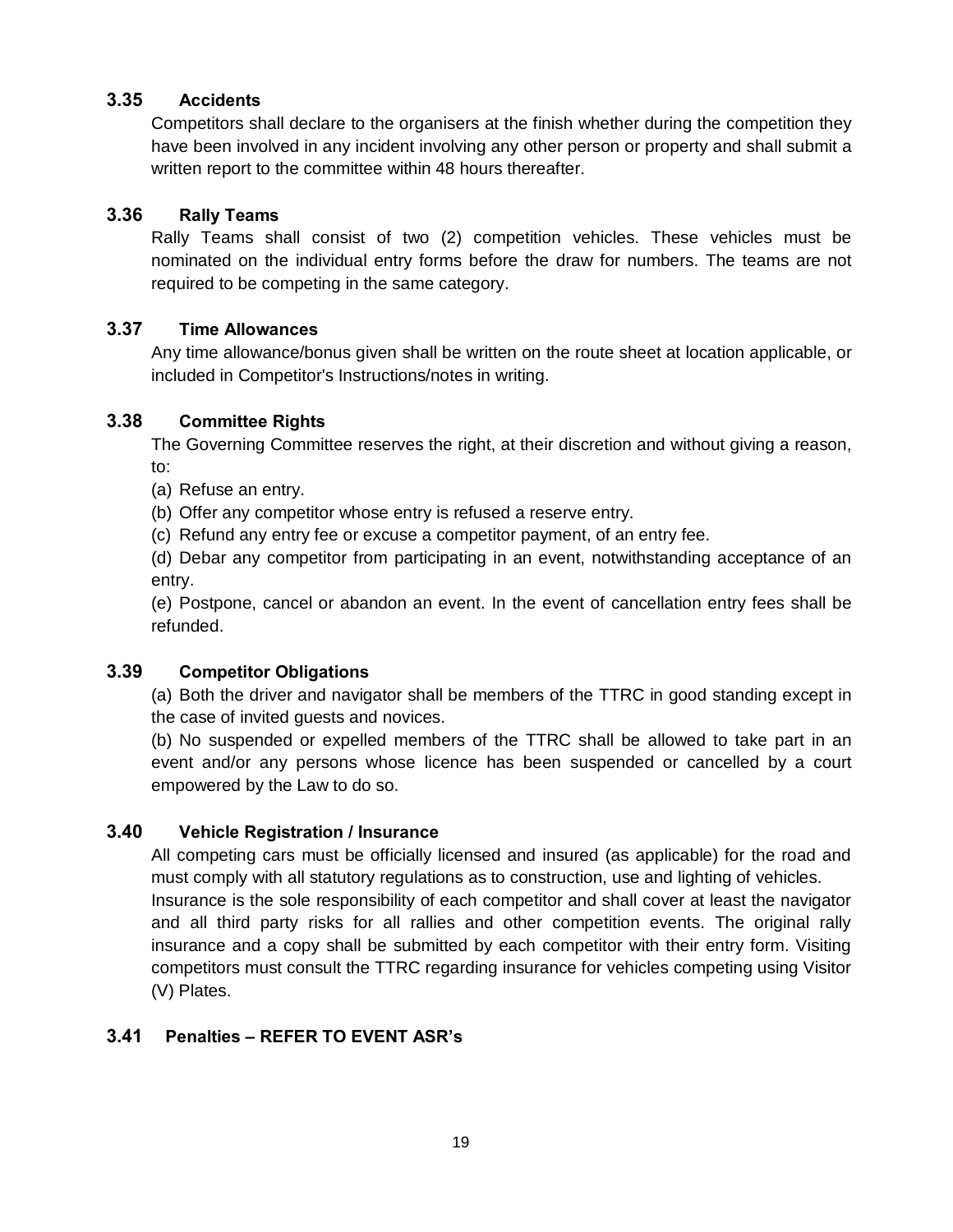### 3.35 Accidents

Competitors shall declare to the organisers at the finish whether during the competition they have been involved in any incident involving any other person or property and shall submit a written report to the committee within 48 hours thereafter.

### 3.36 Rally Teams

Rally Teams shall consist of two (2) competition vehicles. These vehicles must be nominated on the individual entry forms before the draw for numbers. The teams are not required to be competing in the same category.

### 3.37 Time Allowances

Any time allowance/bonus given shall be written on the route sheet at location applicable, or included in Competitor's Instructions/notes in writing.

### 3.38 Committee Rights

The Governing Committee reserves the right, at their discretion and without giving a reason, to:

(a) Refuse an entry.

(b) Offer any competitor whose entry is refused a reserve entry.

(c) Refund any entry fee or excuse a competitor payment, of an entry fee.

(d) Debar any competitor from participating in an event, notwithstanding acceptance of an entry.

(e) Postpone, cancel or abandon an event. In the event of cancellation entry fees shall be refunded.

### 3.39 Competitor Obligations

(a) Both the driver and navigator shall be members of the TTRC in good standing except in the case of invited guests and novices.

(b) No suspended or expelled members of the TTRC shall be allowed to take part in an event and/or any persons whose licence has been suspended or cancelled by a court empowered by the Law to do so.

### 3.40 Vehicle Registration / Insurance

All competing cars must be officially licensed and insured (as applicable) for the road and must comply with all statutory regulations as to construction, use and lighting of vehicles.
Insurance is the sole responsibility of each competitor and shall cover at least the navigator and all third party risks for all rallies and other competition events. The original rally insurance and a copy shall be submitted by each competitor with their entry form. Visiting competitors must consult the TTRC regarding insurance for vehicles competing using Visitor (V) Plates.

### 3.41 Penalties – REFER TO EVENT ASR's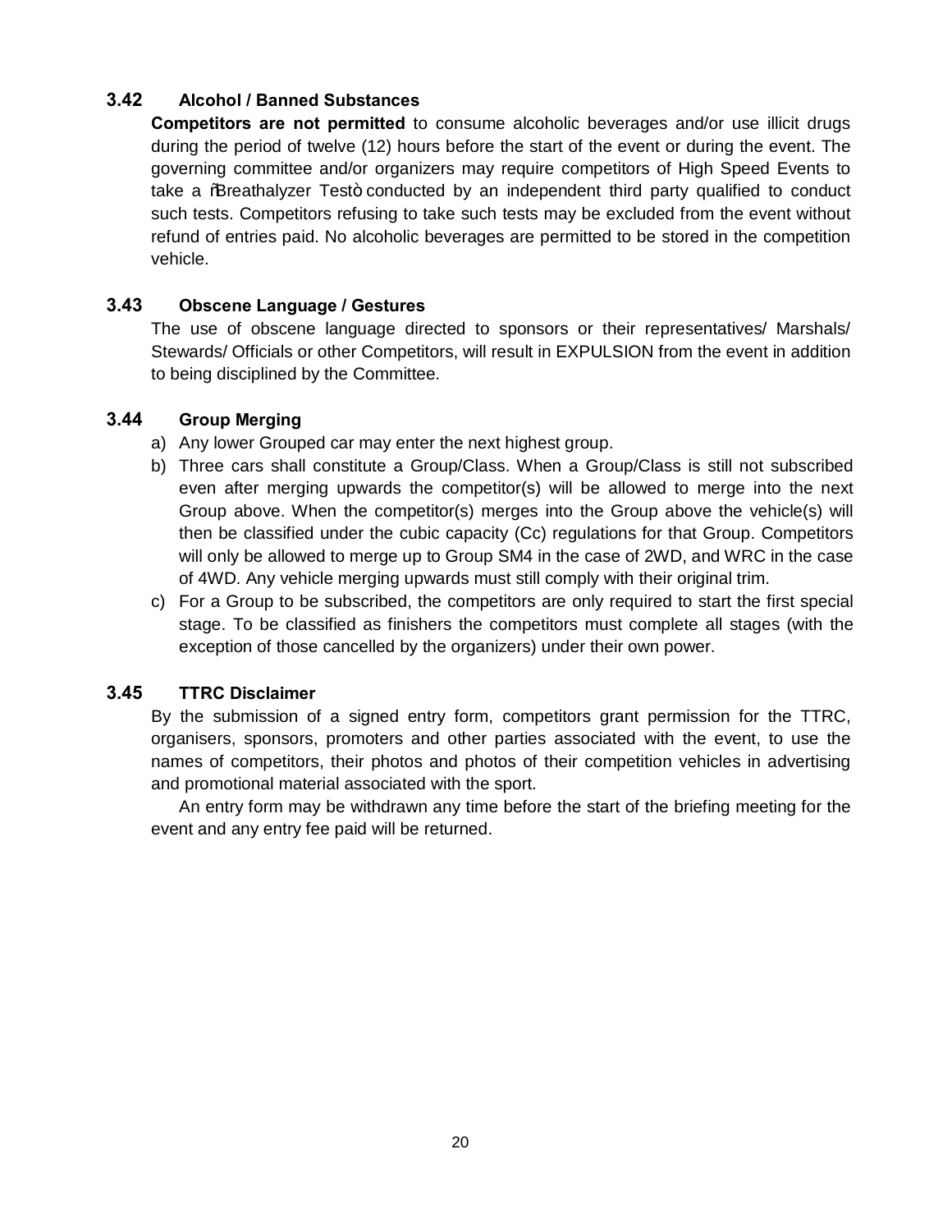### 3.42 Alcohol / Banned Substances

**Competitors are not permitted** to consume alcoholic beverages and/or use illicit drugs during the period of twelve (12) hours before the start of the event or during the event. The governing committee and/or organizers may require competitors of High Speed Events to take a "Breathalyzer Test" conducted by an independent third party qualified to conduct such tests. Competitors refusing to take such tests may be excluded from the event without refund of entries paid. No alcoholic beverages are permitted to be stored in the competition vehicle.

### 3.43 Obscene Language / Gestures

The use of obscene language directed to sponsors or their representatives/ Marshals/ Stewards/ Officials or other Competitors, will result in EXPULSION from the event in addition to being disciplined by the Committee.

### 3.44 Group Merging

a) Any lower Grouped car may enter the next highest group.

b) Three cars shall constitute a Group/Class. When a Group/Class is still not subscribed even after merging upwards the competitor(s) will be allowed to merge into the next Group above. When the competitor(s) merges into the Group above the vehicle(s) will then be classified under the cubic capacity (Cc) regulations for that Group. Competitors will only be allowed to merge up to Group SM4 in the case of 2WD, and WRC in the case of 4WD. Any vehicle merging upwards must still comply with their original trim.

c) For a Group to be subscribed, the competitors are only required to start the first special stage. To be classified as finishers the competitors must complete all stages (with the exception of those cancelled by the organizers) under their own power.

### 3.45 TTRC Disclaimer

By the submission of a signed entry form, competitors grant permission for the TTRC, organisers, sponsors, promoters and other parties associated with the event, to use the names of competitors, their photos and photos of their competition vehicles in advertising and promotional material associated with the sport.

An entry form may be withdrawn any time before the start of the briefing meeting for the event and any entry fee paid will be returned.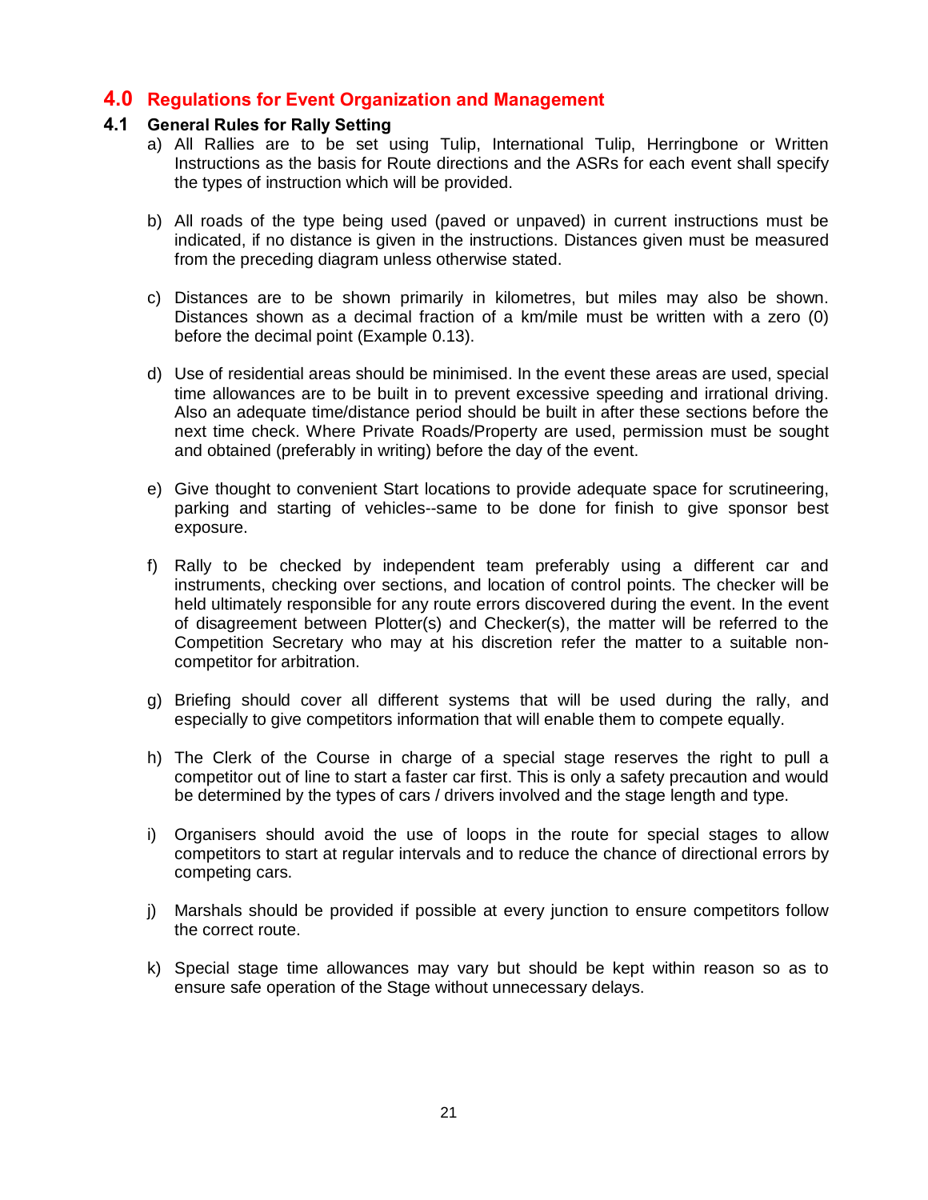## 4.0 Regulations for Event Organization and Management

### 4.1 General Rules for Rally Setting

a) All Rallies are to be set using Tulip, International Tulip, Herringbone or Written Instructions as the basis for Route directions and the ASRs for each event shall specify the types of instruction which will be provided.

b) All roads of the type being used (paved or unpaved) in current instructions must be indicated, if no distance is given in the instructions. Distances given must be measured from the preceding diagram unless otherwise stated.

c) Distances are to be shown primarily in kilometres, but miles may also be shown. Distances shown as a decimal fraction of a km/mile must be written with a zero (0) before the decimal point (Example 0.13).

d) Use of residential areas should be minimised. In the event these areas are used, special time allowances are to be built in to prevent excessive speeding and irrational driving. Also an adequate time/distance period should be built in after these sections before the next time check. Where Private Roads/Property are used, permission must be sought and obtained (preferably in writing) before the day of the event.

e) Give thought to convenient Start locations to provide adequate space for scrutineering, parking and starting of vehicles--same to be done for finish to give sponsor best exposure.

f) Rally to be checked by independent team preferably using a different car and instruments, checking over sections, and location of control points. The checker will be held ultimately responsible for any route errors discovered during the event. In the event of disagreement between Plotter(s) and Checker(s), the matter will be referred to the Competition Secretary who may at his discretion refer the matter to a suitable non-competitor for arbitration.

g) Briefing should cover all different systems that will be used during the rally, and especially to give competitors information that will enable them to compete equally.

h) The Clerk of the Course in charge of a special stage reserves the right to pull a competitor out of line to start a faster car first. This is only a safety precaution and would be determined by the types of cars / drivers involved and the stage length and type.

i) Organisers should avoid the use of loops in the route for special stages to allow competitors to start at regular intervals and to reduce the chance of directional errors by competing cars.

j) Marshals should be provided if possible at every junction to ensure competitors follow the correct route.

k) Special stage time allowances may vary but should be kept within reason so as to ensure safe operation of the Stage without unnecessary delays.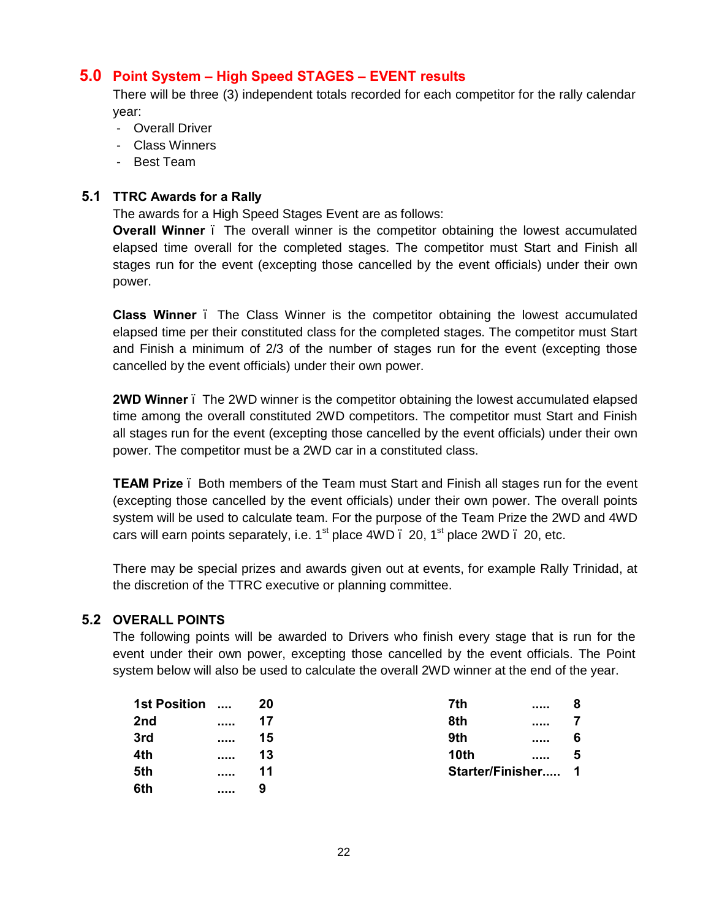## 5.0 Point System – High Speed STAGES – EVENT results

There will be three (3) independent totals recorded for each competitor for the rally calendar year:

- Overall Driver
- Class Winners
- Best Team

### 5.1 TTRC Awards for a Rally

The awards for a High Speed Stages Event are as follows:

**Overall Winner** ï The overall winner is the competitor obtaining the lowest accumulated elapsed time overall for the completed stages. The competitor must Start and Finish all stages run for the event (excepting those cancelled by the event officials) under their own power.

**Class Winner** ï The Class Winner is the competitor obtaining the lowest accumulated elapsed time per their constituted class for the completed stages. The competitor must Start and Finish a minimum of 2/3 of the number of stages run for the event (excepting those cancelled by the event officials) under their own power.

**2WD Winner** ï The 2WD winner is the competitor obtaining the lowest accumulated elapsed time among the overall constituted 2WD competitors. The competitor must Start and Finish all stages run for the event (excepting those cancelled by the event officials) under their own power. The competitor must be a 2WD car in a constituted class.

**TEAM Prize** ï Both members of the Team must Start and Finish all stages run for the event (excepting those cancelled by the event officials) under their own power. The overall points system will be used to calculate team. For the purpose of the Team Prize the 2WD and 4WD cars will earn points separately, i.e. 1st place 4WD ï 20, 1st place 2WD ï 20, etc.

There may be special prizes and awards given out at events, for example Rally Trinidad, at the discretion of the TTRC executive or planning committee.

### 5.2 OVERALL POINTS

The following points will be awarded to Drivers who finish every stage that is run for the event under their own power, excepting those cancelled by the event officials. The Point system below will also be used to calculate the overall 2WD winner at the end of the year.

| Position | Points | Position | Points |
|---|---|---|---|
| **1st Position** | **20** | **7th** | **8** |
| **2nd** | **17** | **8th** | **7** |
| **3rd** | **15** | **9th** | **6** |
| **4th** | **13** | **10th** | **5** |
| **5th** | **11** | **Starter/Finisher** | **1** |
| **6th** | **9** | | |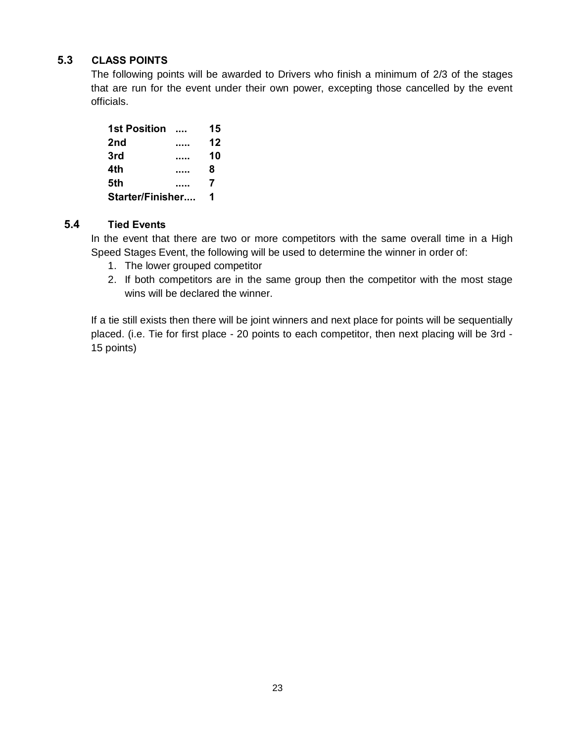### 5.3 CLASS POINTS

The following points will be awarded to Drivers who finish a minimum of 2/3 of the stages that are run for the event under their own power, excepting those cancelled by the event officials.

| | | |
|---|---|---|
| **1st Position** | **....** | **15** |
| **2nd** | **.....** | **12** |
| **3rd** | **.....** | **10** |
| **4th** | **.....** | **8** |
| **5th** | **.....** | **7** |
| **Starter/Finisher....** | | **1** |

### 5.4 Tied Events

In the event that there are two or more competitors with the same overall time in a High Speed Stages Event, the following will be used to determine the winner in order of:

1. The lower grouped competitor
2. If both competitors are in the same group then the competitor with the most stage wins will be declared the winner.

If a tie still exists then there will be joint winners and next place for points will be sequentially placed. (i.e. Tie for first place - 20 points to each competitor, then next placing will be 3rd - 15 points)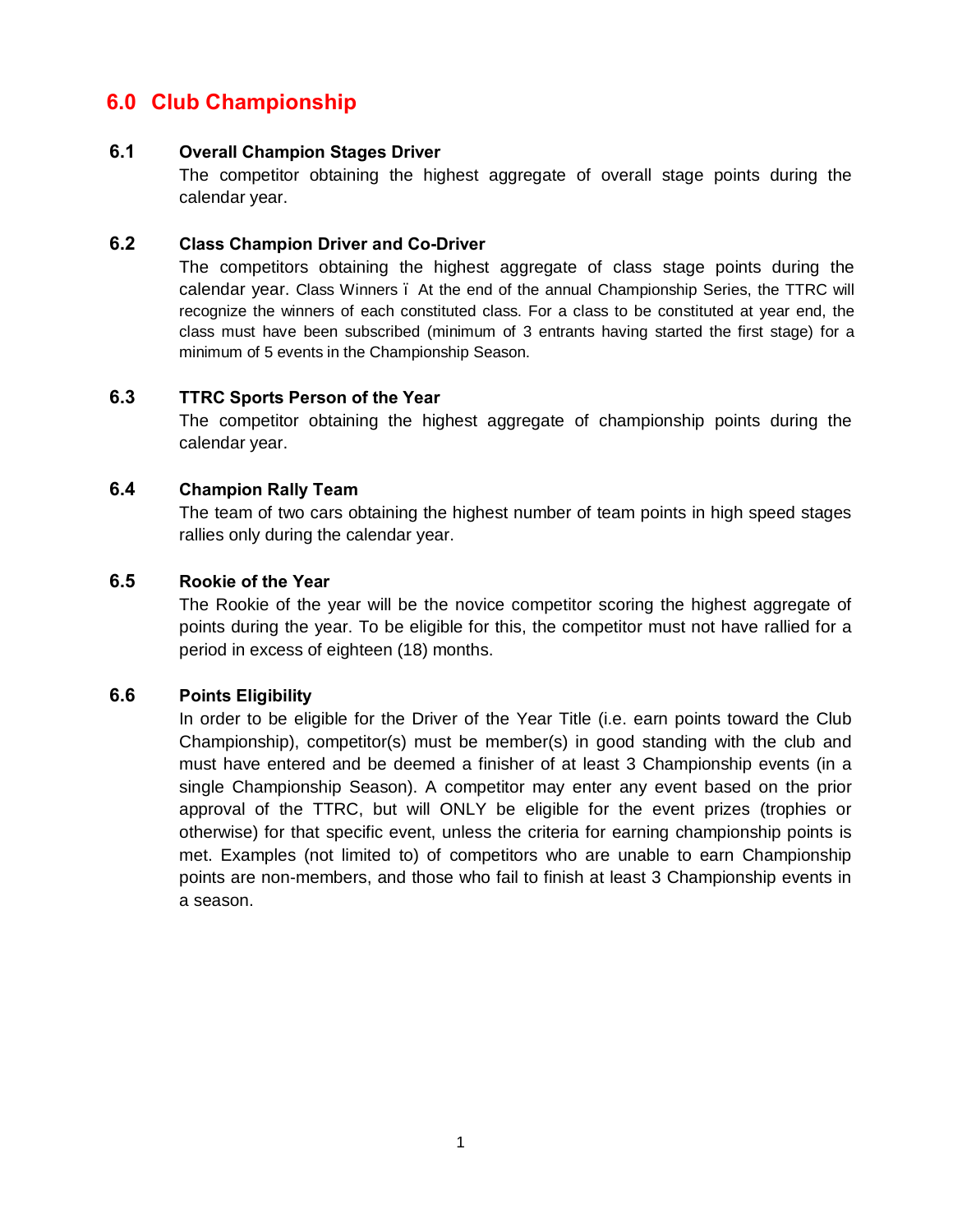## 6.0 Club Championship

### 6.1 Overall Champion Stages Driver

The competitor obtaining the highest aggregate of overall stage points during the calendar year.

### 6.2 Class Champion Driver and Co-Driver

The competitors obtaining the highest aggregate of class stage points during the calendar year. Class Winners ï At the end of the annual Championship Series, the TTRC will recognize the winners of each constituted class. For a class to be constituted at year end, the class must have been subscribed (minimum of 3 entrants having started the first stage) for a minimum of 5 events in the Championship Season.

### 6.3 TTRC Sports Person of the Year

The competitor obtaining the highest aggregate of championship points during the calendar year.

### 6.4 Champion Rally Team

The team of two cars obtaining the highest number of team points in high speed stages rallies only during the calendar year.

### 6.5 Rookie of the Year

The Rookie of the year will be the novice competitor scoring the highest aggregate of points during the year. To be eligible for this, the competitor must not have rallied for a period in excess of eighteen (18) months.

### 6.6 Points Eligibility

In order to be eligible for the Driver of the Year Title (i.e. earn points toward the Club Championship), competitor(s) must be member(s) in good standing with the club and must have entered and be deemed a finisher of at least 3 Championship events (in a single Championship Season). A competitor may enter any event based on the prior approval of the TTRC, but will ONLY be eligible for the event prizes (trophies or otherwise) for that specific event, unless the criteria for earning championship points is met. Examples (not limited to) of competitors who are unable to earn Championship points are non-members, and those who fail to finish at least 3 Championship events in a season.